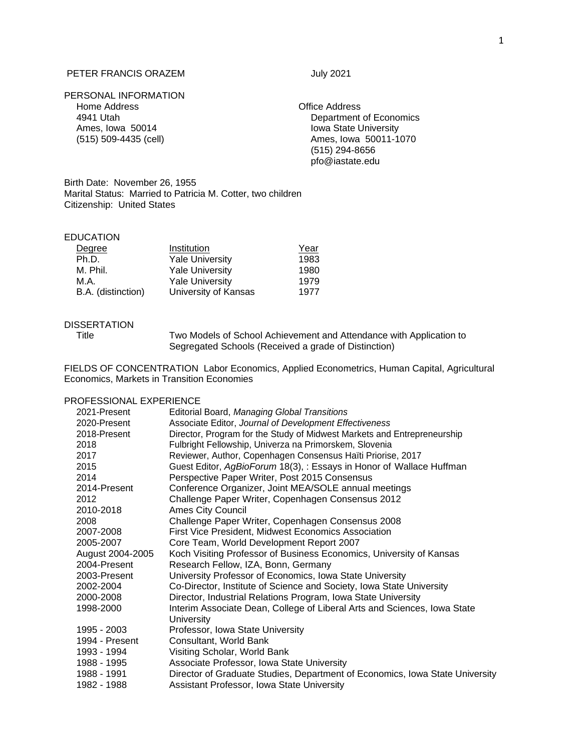PETER FRANCIS ORAZEM July 2021

## PERSONAL INFORMATION

Home Address
4941 Utah
Ames, Iowa 50014
(515) 509-4435 (cell)

Office Address
Department of Economics
Iowa State University
Ames, Iowa 50011-1070
(515) 294-8656
pfo@iastate.edu

Birth Date: November 26, 1955
Marital Status: Married to Patricia M. Cotter, two children
Citizenship: United States

## EDUCATION

| Degree | Institution | Year |
|---|---|---|
| Ph.D. | Yale University | 1983 |
| M. Phil. | Yale University | 1980 |
| M.A. | Yale University | 1979 |
| B.A. (distinction) | University of Kansas | 1977 |

## DISSERTATION

Title: Two Models of School Achievement and Attendance with Application to Segregated Schools (Received a grade of Distinction)

## FIELDS OF CONCENTRATION

Labor Economics, Applied Econometrics, Human Capital, Agricultural Economics, Markets in Transition Economies

## PROFESSIONAL EXPERIENCE

| | |
|---|---|
| 2021-Present | Editorial Board, *Managing Global Transitions* |
| 2020-Present | Associate Editor, *Journal of Development Effectiveness* |
| 2018-Present | Director, Program for the Study of Midwest Markets and Entrepreneurship |
| 2018 | Fulbright Fellowship, Univerza na Primorskem, Slovenia |
| 2017 | Reviewer, Author, Copenhagen Consensus Haïti Priorise, 2017 |
| 2015 | Guest Editor, *AgBioForum* 18(3), : Essays in Honor of Wallace Huffman |
| 2014 | Perspective Paper Writer, Post 2015 Consensus |
| 2014-Present | Conference Organizer, Joint MEA/SOLE annual meetings |
| 2012 | Challenge Paper Writer, Copenhagen Consensus 2012 |
| 2010-2018 | Ames City Council |
| 2008 | Challenge Paper Writer, Copenhagen Consensus 2008 |
| 2007-2008 | First Vice President, Midwest Economics Association |
| 2005-2007 | Core Team, World Development Report 2007 |
| August 2004-2005 | Koch Visiting Professor of Business Economics, University of Kansas |
| 2004-Present | Research Fellow, IZA, Bonn, Germany |
| 2003-Present | University Professor of Economics, Iowa State University |
| 2002-2004 | Co-Director, Institute of Science and Society, Iowa State University |
| 2000-2008 | Director, Industrial Relations Program, Iowa State University |
| 1998-2000 | Interim Associate Dean, College of Liberal Arts and Sciences, Iowa State University |
| 1995 - 2003 | Professor, Iowa State University |
| 1994 - Present | Consultant, World Bank |
| 1993 - 1994 | Visiting Scholar, World Bank |
| 1988 - 1995 | Associate Professor, Iowa State University |
| 1988 - 1991 | Director of Graduate Studies, Department of Economics, Iowa State University |
| 1982 - 1988 | Assistant Professor, Iowa State University |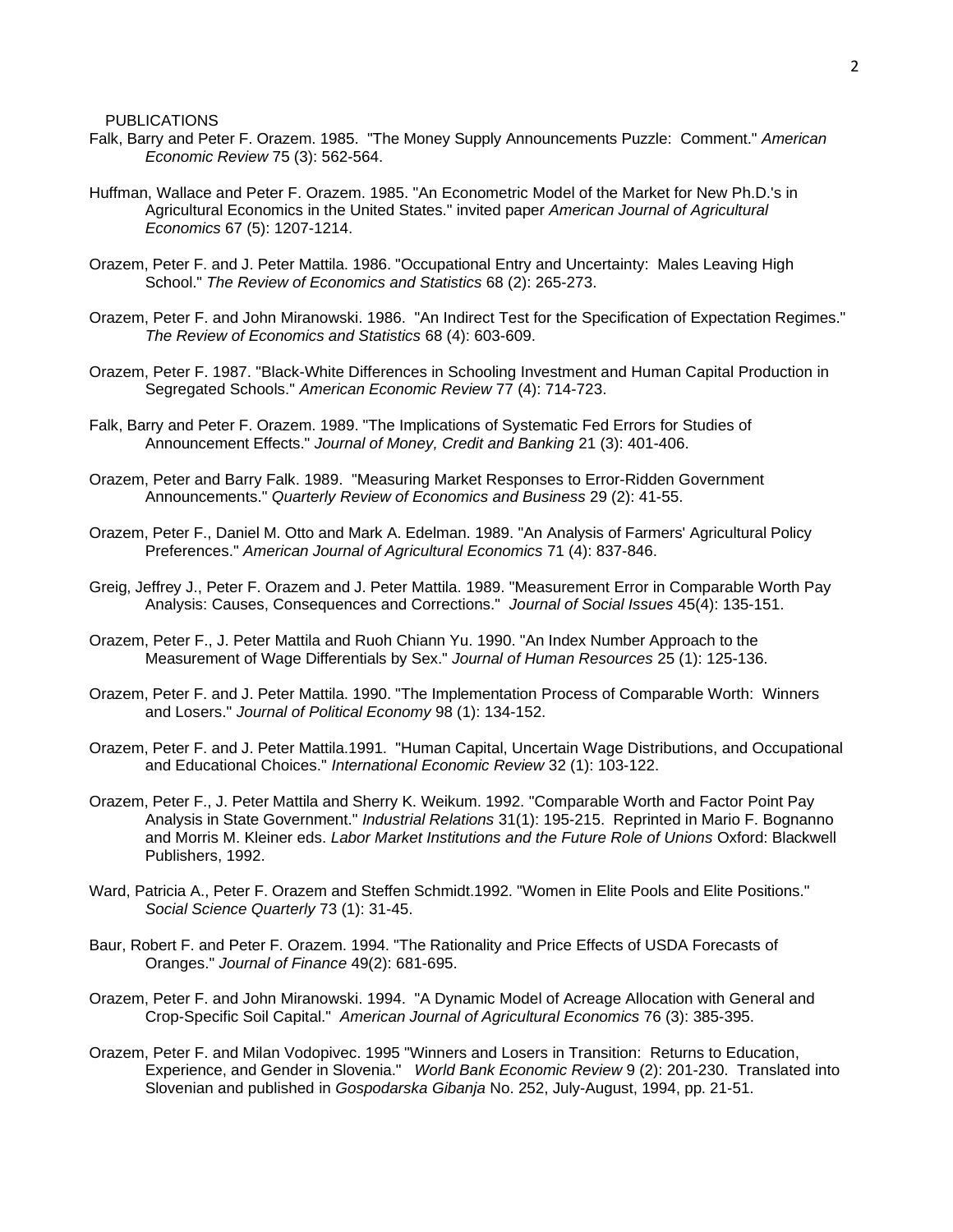PUBLICATIONS

Falk, Barry and Peter F. Orazem. 1985. "The Money Supply Announcements Puzzle: Comment." *American Economic Review* 75 (3): 562-564.

Huffman, Wallace and Peter F. Orazem. 1985. "An Econometric Model of the Market for New Ph.D.'s in Agricultural Economics in the United States." invited paper *American Journal of Agricultural Economics* 67 (5): 1207-1214.

Orazem, Peter F. and J. Peter Mattila. 1986. "Occupational Entry and Uncertainty: Males Leaving High School." *The Review of Economics and Statistics* 68 (2): 265-273.

Orazem, Peter F. and John Miranowski. 1986. "An Indirect Test for the Specification of Expectation Regimes." *The Review of Economics and Statistics* 68 (4): 603-609.

Orazem, Peter F. 1987. "Black-White Differences in Schooling Investment and Human Capital Production in Segregated Schools." *American Economic Review* 77 (4): 714-723.

Falk, Barry and Peter F. Orazem. 1989. "The Implications of Systematic Fed Errors for Studies of Announcement Effects." *Journal of Money, Credit and Banking* 21 (3): 401-406.

Orazem, Peter and Barry Falk. 1989. "Measuring Market Responses to Error-Ridden Government Announcements." *Quarterly Review of Economics and Business* 29 (2): 41-55.

Orazem, Peter F., Daniel M. Otto and Mark A. Edelman. 1989. "An Analysis of Farmers' Agricultural Policy Preferences." *American Journal of Agricultural Economics* 71 (4): 837-846.

Greig, Jeffrey J., Peter F. Orazem and J. Peter Mattila. 1989. "Measurement Error in Comparable Worth Pay Analysis: Causes, Consequences and Corrections." *Journal of Social Issues* 45(4): 135-151.

Orazem, Peter F., J. Peter Mattila and Ruoh Chiann Yu. 1990. "An Index Number Approach to the Measurement of Wage Differentials by Sex." *Journal of Human Resources* 25 (1): 125-136.

Orazem, Peter F. and J. Peter Mattila. 1990. "The Implementation Process of Comparable Worth: Winners and Losers." *Journal of Political Economy* 98 (1): 134-152.

Orazem, Peter F. and J. Peter Mattila.1991. "Human Capital, Uncertain Wage Distributions, and Occupational and Educational Choices." *International Economic Review* 32 (1): 103-122.

Orazem, Peter F., J. Peter Mattila and Sherry K. Weikum. 1992. "Comparable Worth and Factor Point Pay Analysis in State Government." *Industrial Relations* 31(1): 195-215. Reprinted in Mario F. Bognanno and Morris M. Kleiner eds. *Labor Market Institutions and the Future Role of Unions* Oxford: Blackwell Publishers, 1992.

Ward, Patricia A., Peter F. Orazem and Steffen Schmidt.1992. "Women in Elite Pools and Elite Positions." *Social Science Quarterly* 73 (1): 31-45.

Baur, Robert F. and Peter F. Orazem. 1994. "The Rationality and Price Effects of USDA Forecasts of Oranges." *Journal of Finance* 49(2): 681-695.

Orazem, Peter F. and John Miranowski. 1994. "A Dynamic Model of Acreage Allocation with General and Crop-Specific Soil Capital." *American Journal of Agricultural Economics* 76 (3): 385-395.

Orazem, Peter F. and Milan Vodopivec. 1995 "Winners and Losers in Transition: Returns to Education, Experience, and Gender in Slovenia." *World Bank Economic Review* 9 (2): 201-230. Translated into Slovenian and published in *Gospodarska Gibanja* No. 252, July-August, 1994, pp. 21-51.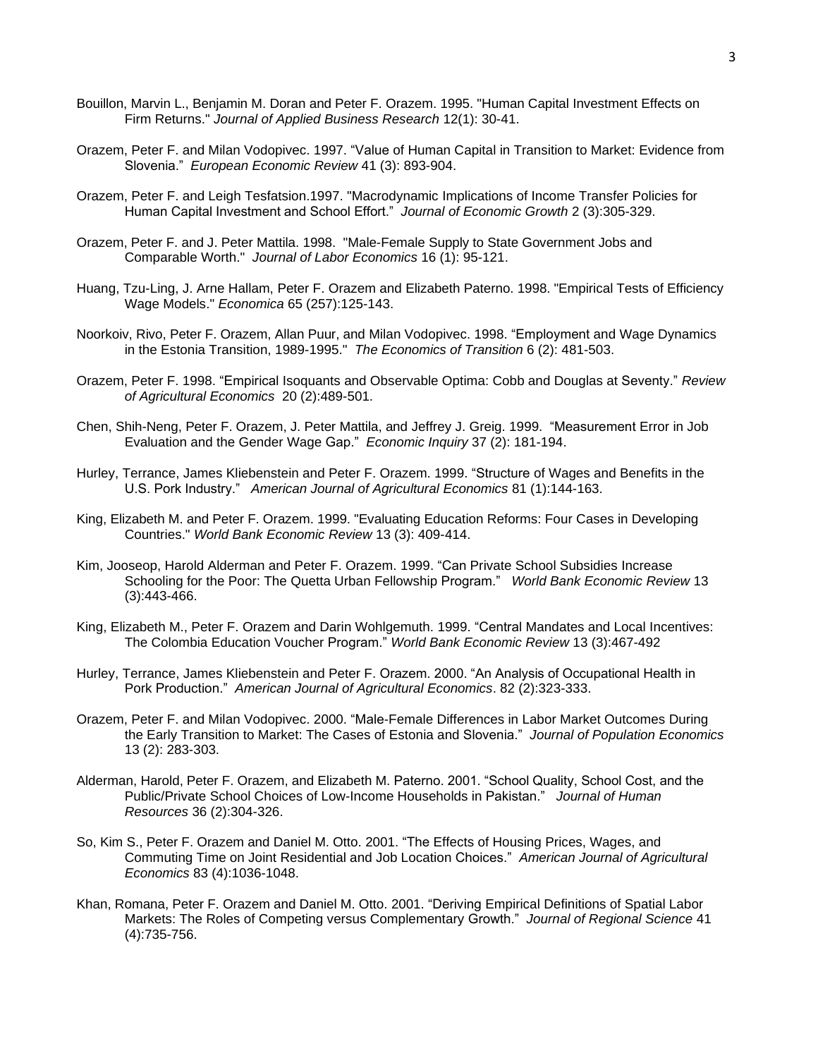Bouillon, Marvin L., Benjamin M. Doran and Peter F. Orazem. 1995. "Human Capital Investment Effects on Firm Returns." *Journal of Applied Business Research* 12(1): 30-41.

Orazem, Peter F. and Milan Vodopivec. 1997. "Value of Human Capital in Transition to Market: Evidence from Slovenia." *European Economic Review* 41 (3): 893-904.

Orazem, Peter F. and Leigh Tesfatsion.1997. "Macrodynamic Implications of Income Transfer Policies for Human Capital Investment and School Effort." *Journal of Economic Growth* 2 (3):305-329.

Orazem, Peter F. and J. Peter Mattila. 1998. "Male-Female Supply to State Government Jobs and Comparable Worth." *Journal of Labor Economics* 16 (1): 95-121.

Huang, Tzu-Ling, J. Arne Hallam, Peter F. Orazem and Elizabeth Paterno. 1998. "Empirical Tests of Efficiency Wage Models." *Economica* 65 (257):125-143.

Noorkoiv, Rivo, Peter F. Orazem, Allan Puur, and Milan Vodopivec. 1998. "Employment and Wage Dynamics in the Estonia Transition, 1989-1995." *The Economics of Transition* 6 (2): 481-503.

Orazem, Peter F. 1998. "Empirical Isoquants and Observable Optima: Cobb and Douglas at Seventy." *Review of Agricultural Economics* 20 (2):489-501.

Chen, Shih-Neng, Peter F. Orazem, J. Peter Mattila, and Jeffrey J. Greig. 1999. "Measurement Error in Job Evaluation and the Gender Wage Gap." *Economic Inquiry* 37 (2): 181-194.

Hurley, Terrance, James Kliebenstein and Peter F. Orazem. 1999. "Structure of Wages and Benefits in the U.S. Pork Industry." *American Journal of Agricultural Economics* 81 (1):144-163.

King, Elizabeth M. and Peter F. Orazem. 1999. "Evaluating Education Reforms: Four Cases in Developing Countries." *World Bank Economic Review* 13 (3): 409-414.

Kim, Jooseop, Harold Alderman and Peter F. Orazem. 1999. "Can Private School Subsidies Increase Schooling for the Poor: The Quetta Urban Fellowship Program." *World Bank Economic Review* 13 (3):443-466.

King, Elizabeth M., Peter F. Orazem and Darin Wohlgemuth. 1999. "Central Mandates and Local Incentives: The Colombia Education Voucher Program." *World Bank Economic Review* 13 (3):467-492

Hurley, Terrance, James Kliebenstein and Peter F. Orazem. 2000. "An Analysis of Occupational Health in Pork Production." *American Journal of Agricultural Economics*. 82 (2):323-333.

Orazem, Peter F. and Milan Vodopivec. 2000. "Male-Female Differences in Labor Market Outcomes During the Early Transition to Market: The Cases of Estonia and Slovenia." *Journal of Population Economics* 13 (2): 283-303.

Alderman, Harold, Peter F. Orazem, and Elizabeth M. Paterno. 2001. "School Quality, School Cost, and the Public/Private School Choices of Low-Income Households in Pakistan." *Journal of Human Resources* 36 (2):304-326.

So, Kim S., Peter F. Orazem and Daniel M. Otto. 2001. "The Effects of Housing Prices, Wages, and Commuting Time on Joint Residential and Job Location Choices." *American Journal of Agricultural Economics* 83 (4):1036-1048.

Khan, Romana, Peter F. Orazem and Daniel M. Otto. 2001. "Deriving Empirical Definitions of Spatial Labor Markets: The Roles of Competing versus Complementary Growth." *Journal of Regional Science* 41 (4):735-756.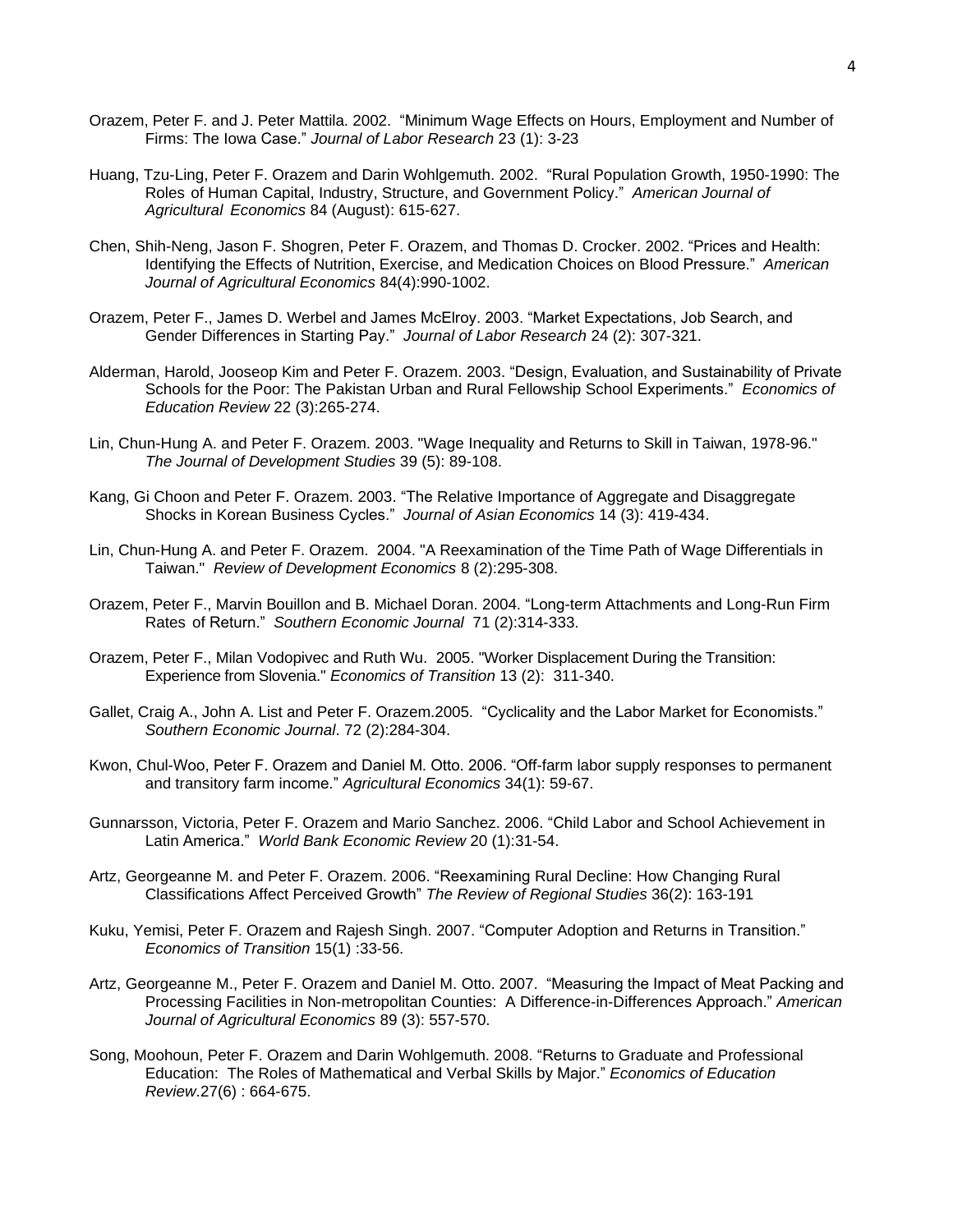Orazem, Peter F. and J. Peter Mattila. 2002. "Minimum Wage Effects on Hours, Employment and Number of Firms: The Iowa Case." *Journal of Labor Research* 23 (1): 3-23

Huang, Tzu-Ling, Peter F. Orazem and Darin Wohlgemuth. 2002. "Rural Population Growth, 1950-1990: The Roles of Human Capital, Industry, Structure, and Government Policy." *American Journal of Agricultural Economics* 84 (August): 615-627.

Chen, Shih-Neng, Jason F. Shogren, Peter F. Orazem, and Thomas D. Crocker. 2002. "Prices and Health: Identifying the Effects of Nutrition, Exercise, and Medication Choices on Blood Pressure." *American Journal of Agricultural Economics* 84(4):990-1002.

Orazem, Peter F., James D. Werbel and James McElroy. 2003. "Market Expectations, Job Search, and Gender Differences in Starting Pay." *Journal of Labor Research* 24 (2): 307-321.

Alderman, Harold, Jooseop Kim and Peter F. Orazem. 2003. "Design, Evaluation, and Sustainability of Private Schools for the Poor: The Pakistan Urban and Rural Fellowship School Experiments." *Economics of Education Review* 22 (3):265-274.

Lin, Chun-Hung A. and Peter F. Orazem. 2003. "Wage Inequality and Returns to Skill in Taiwan, 1978-96." *The Journal of Development Studies* 39 (5): 89-108.

Kang, Gi Choon and Peter F. Orazem. 2003. "The Relative Importance of Aggregate and Disaggregate Shocks in Korean Business Cycles." *Journal of Asian Economics* 14 (3): 419-434.

Lin, Chun-Hung A. and Peter F. Orazem. 2004. "A Reexamination of the Time Path of Wage Differentials in Taiwan." *Review of Development Economics* 8 (2):295-308.

Orazem, Peter F., Marvin Bouillon and B. Michael Doran. 2004. "Long-term Attachments and Long-Run Firm Rates of Return." *Southern Economic Journal* 71 (2):314-333.

Orazem, Peter F., Milan Vodopivec and Ruth Wu. 2005. "Worker Displacement During the Transition: Experience from Slovenia." *Economics of Transition* 13 (2): 311-340.

Gallet, Craig A., John A. List and Peter F. Orazem.2005. "Cyclicality and the Labor Market for Economists." *Southern Economic Journal*. 72 (2):284-304.

Kwon, Chul-Woo, Peter F. Orazem and Daniel M. Otto. 2006. "Off-farm labor supply responses to permanent and transitory farm income." *Agricultural Economics* 34(1): 59-67.

Gunnarsson, Victoria, Peter F. Orazem and Mario Sanchez. 2006. "Child Labor and School Achievement in Latin America." *World Bank Economic Review* 20 (1):31-54.

Artz, Georgeanne M. and Peter F. Orazem. 2006. "Reexamining Rural Decline: How Changing Rural Classifications Affect Perceived Growth" *The Review of Regional Studies* 36(2): 163-191

Kuku, Yemisi, Peter F. Orazem and Rajesh Singh. 2007. "Computer Adoption and Returns in Transition." *Economics of Transition* 15(1) :33-56.

Artz, Georgeanne M., Peter F. Orazem and Daniel M. Otto. 2007. "Measuring the Impact of Meat Packing and Processing Facilities in Non-metropolitan Counties: A Difference-in-Differences Approach." *American Journal of Agricultural Economics* 89 (3): 557-570.

Song, Moohoun, Peter F. Orazem and Darin Wohlgemuth. 2008. "Returns to Graduate and Professional Education: The Roles of Mathematical and Verbal Skills by Major." *Economics of Education Review*.27(6) : 664-675.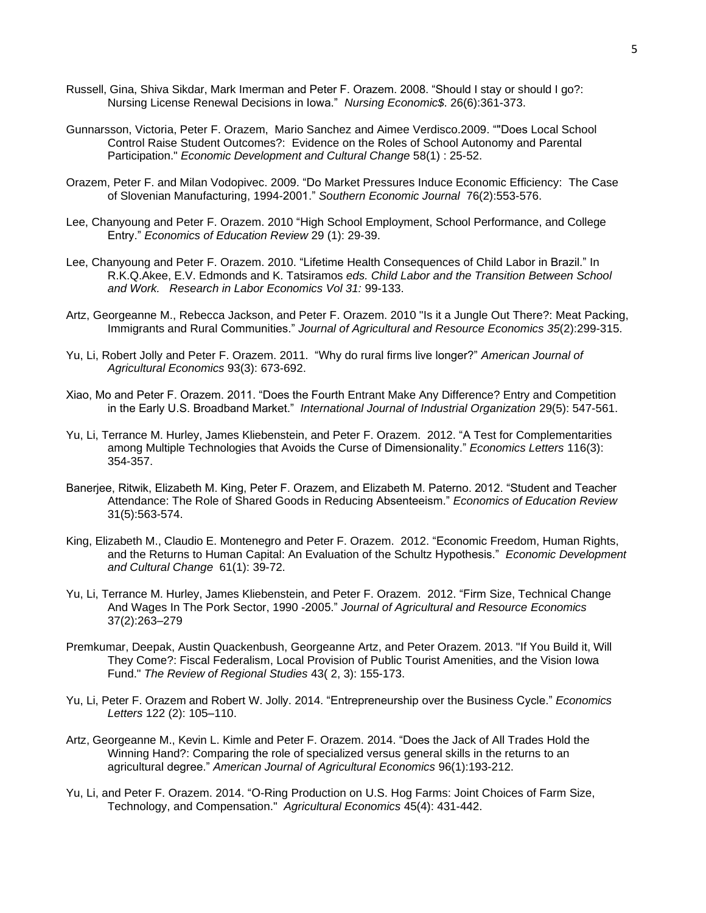Russell, Gina, Shiva Sikdar, Mark Imerman and Peter F. Orazem. 2008. "Should I stay or should I go?: Nursing License Renewal Decisions in Iowa." *Nursing Economic$*. 26(6):361-373.

Gunnarsson, Victoria, Peter F. Orazem, Mario Sanchez and Aimee Verdisco.2009. ""Does Local School Control Raise Student Outcomes?: Evidence on the Roles of School Autonomy and Parental Participation." *Economic Development and Cultural Change* 58(1) : 25-52.

Orazem, Peter F. and Milan Vodopivec. 2009. "Do Market Pressures Induce Economic Efficiency: The Case of Slovenian Manufacturing, 1994-2001." *Southern Economic Journal* 76(2):553-576.

Lee, Chanyoung and Peter F. Orazem. 2010 "High School Employment, School Performance, and College Entry." *Economics of Education Review* 29 (1): 29-39.

Lee, Chanyoung and Peter F. Orazem. 2010. "Lifetime Health Consequences of Child Labor in Brazil." In R.K.Q.Akee, E.V. Edmonds and K. Tatsiramos *eds. Child Labor and the Transition Between School and Work. Research in Labor Economics Vol 31:* 99-133.

Artz, Georgeanne M., Rebecca Jackson, and Peter F. Orazem. 2010 "Is it a Jungle Out There?: Meat Packing, Immigrants and Rural Communities." *Journal of Agricultural and Resource Economics 35*(2):299-315.

Yu, Li, Robert Jolly and Peter F. Orazem. 2011. "Why do rural firms live longer?" *American Journal of Agricultural Economics* 93(3): 673-692.

Xiao, Mo and Peter F. Orazem. 2011. "Does the Fourth Entrant Make Any Difference? Entry and Competition in the Early U.S. Broadband Market." *International Journal of Industrial Organization* 29(5): 547-561.

Yu, Li, Terrance M. Hurley, James Kliebenstein, and Peter F. Orazem. 2012. "A Test for Complementarities among Multiple Technologies that Avoids the Curse of Dimensionality." *Economics Letters* 116(3): 354-357.

Banerjee, Ritwik, Elizabeth M. King, Peter F. Orazem, and Elizabeth M. Paterno. 2012. "Student and Teacher Attendance: The Role of Shared Goods in Reducing Absenteeism." *Economics of Education Review* 31(5):563-574.

King, Elizabeth M., Claudio E. Montenegro and Peter F. Orazem. 2012. "Economic Freedom, Human Rights, and the Returns to Human Capital: An Evaluation of the Schultz Hypothesis." *Economic Development and Cultural Change* 61(1): 39-72.

Yu, Li, Terrance M. Hurley, James Kliebenstein, and Peter F. Orazem. 2012. "Firm Size, Technical Change And Wages In The Pork Sector, 1990 -2005." *Journal of Agricultural and Resource Economics* 37(2):263–279

Premkumar, Deepak, Austin Quackenbush, Georgeanne Artz, and Peter Orazem. 2013. "If You Build it, Will They Come?: Fiscal Federalism, Local Provision of Public Tourist Amenities, and the Vision Iowa Fund." *The Review of Regional Studies* 43( 2, 3): 155-173.

Yu, Li, Peter F. Orazem and Robert W. Jolly. 2014. "Entrepreneurship over the Business Cycle." *Economics Letters* 122 (2): 105–110.

Artz, Georgeanne M., Kevin L. Kimle and Peter F. Orazem. 2014. "Does the Jack of All Trades Hold the Winning Hand?: Comparing the role of specialized versus general skills in the returns to an agricultural degree." *American Journal of Agricultural Economics* 96(1):193-212.

Yu, Li, and Peter F. Orazem. 2014. "O-Ring Production on U.S. Hog Farms: Joint Choices of Farm Size, Technology, and Compensation." *Agricultural Economics* 45(4): 431-442.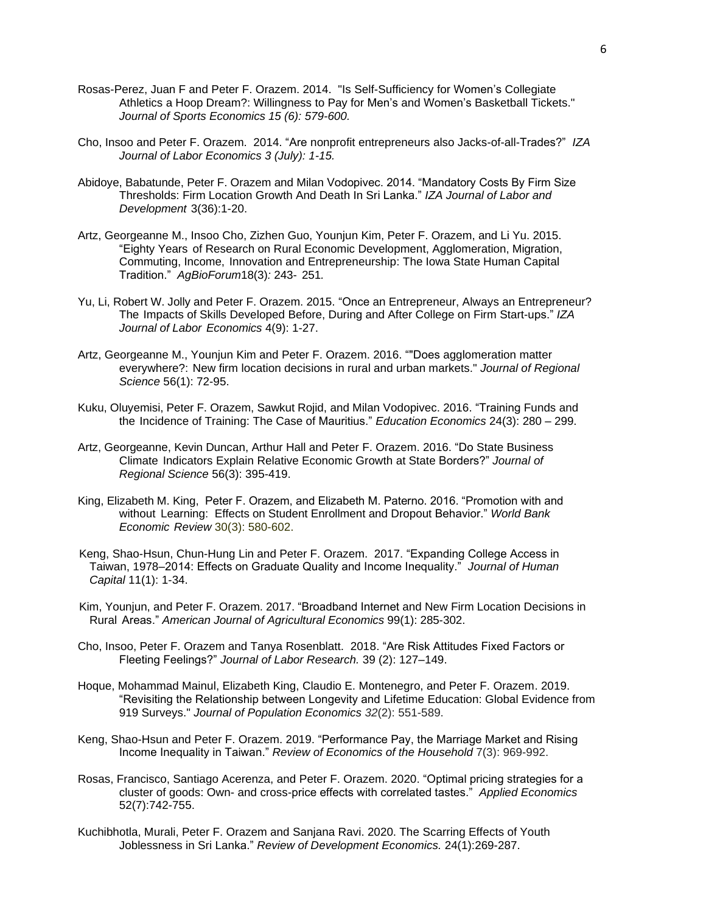Rosas-Perez, Juan F and Peter F. Orazem. 2014. "Is Self-Sufficiency for Women's Collegiate Athletics a Hoop Dream?: Willingness to Pay for Men's and Women's Basketball Tickets." *Journal of Sports Economics 15 (6): 579-600.*

Cho, Insoo and Peter F. Orazem. 2014. "Are nonprofit entrepreneurs also Jacks-of-all-Trades?" *IZA Journal of Labor Economics 3 (July): 1-15.*

Abidoye, Babatunde, Peter F. Orazem and Milan Vodopivec. 2014. "Mandatory Costs By Firm Size Thresholds: Firm Location Growth And Death In Sri Lanka." *IZA Journal of Labor and Development* 3(36):1-20.

Artz, Georgeanne M., Insoo Cho, Zizhen Guo, Younjun Kim, Peter F. Orazem, and Li Yu. 2015. "Eighty Years of Research on Rural Economic Development, Agglomeration, Migration, Commuting, Income, Innovation and Entrepreneurship: The Iowa State Human Capital Tradition." *AgBioForum*18(3)*:* 243- 251*.*

Yu, Li, Robert W. Jolly and Peter F. Orazem. 2015. "Once an Entrepreneur, Always an Entrepreneur? The Impacts of Skills Developed Before, During and After College on Firm Start-ups." *IZA Journal of Labor Economics* 4(9): 1-27.

Artz, Georgeanne M., Younjun Kim and Peter F. Orazem. 2016. ""Does agglomeration matter everywhere?: New firm location decisions in rural and urban markets." *Journal of Regional Science* 56(1): 72-95.

Kuku, Oluyemisi, Peter F. Orazem, Sawkut Rojid, and Milan Vodopivec. 2016. "Training Funds and the Incidence of Training: The Case of Mauritius." *Education Economics* 24(3): 280 – 299.

Artz, Georgeanne, Kevin Duncan, Arthur Hall and Peter F. Orazem. 2016. "Do State Business Climate Indicators Explain Relative Economic Growth at State Borders?" *Journal of Regional Science* 56(3): 395-419.

King, Elizabeth M. King, Peter F. Orazem, and Elizabeth M. Paterno. 2016. "Promotion with and without Learning: Effects on Student Enrollment and Dropout Behavior." *World Bank Economic Review* 30(3): 580-602.

Keng, Shao-Hsun, Chun-Hung Lin and Peter F. Orazem. 2017. "Expanding College Access in Taiwan, 1978–2014: Effects on Graduate Quality and Income Inequality." *Journal of Human Capital* 11(1): 1-34.

Kim, Younjun, and Peter F. Orazem. 2017. "Broadband Internet and New Firm Location Decisions in Rural Areas." *American Journal of Agricultural Economics* 99(1): 285-302.

Cho, Insoo, Peter F. Orazem and Tanya Rosenblatt. 2018. "Are Risk Attitudes Fixed Factors or Fleeting Feelings?" *Journal of Labor Research.* 39 (2): 127–149.

Hoque, Mohammad Mainul, Elizabeth King, Claudio E. Montenegro, and Peter F. Orazem. 2019. "Revisiting the Relationship between Longevity and Lifetime Education: Global Evidence from 919 Surveys." *Journal of Population Economics 32*(2): 551-589.

Keng, Shao-Hsun and Peter F. Orazem. 2019. "Performance Pay, the Marriage Market and Rising Income Inequality in Taiwan." *Review of Economics of the Household* 7(3): 969-992.

Rosas, Francisco, Santiago Acerenza, and Peter F. Orazem. 2020. "Optimal pricing strategies for a cluster of goods: Own- and cross-price effects with correlated tastes." *Applied Economics* 52(7):742-755.

Kuchibhotla, Murali, Peter F. Orazem and Sanjana Ravi. 2020. The Scarring Effects of Youth Joblessness in Sri Lanka." *Review of Development Economics.* 24(1):269-287.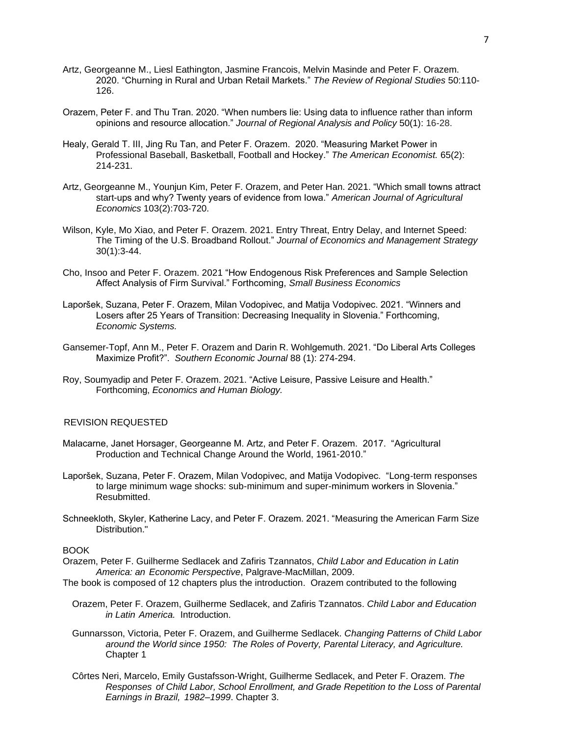Artz, Georgeanne M., Liesl Eathington, Jasmine Francois, Melvin Masinde and Peter F. Orazem. 2020. "Churning in Rural and Urban Retail Markets." *The Review of Regional Studies* 50:110-126.

Orazem, Peter F. and Thu Tran. 2020. "When numbers lie: Using data to influence rather than inform opinions and resource allocation." *Journal of Regional Analysis and Policy* 50(1): 16-28.

Healy, Gerald T. III, Jing Ru Tan, and Peter F. Orazem. 2020. "Measuring Market Power in Professional Baseball, Basketball, Football and Hockey." *The American Economist.* 65(2): 214-231.

Artz, Georgeanne M., Younjun Kim, Peter F. Orazem, and Peter Han. 2021. "Which small towns attract start-ups and why? Twenty years of evidence from Iowa." *American Journal of Agricultural Economics* 103(2):703-720.

Wilson, Kyle, Mo Xiao, and Peter F. Orazem. 2021. Entry Threat, Entry Delay, and Internet Speed: The Timing of the U.S. Broadband Rollout." *Journal of Economics and Management Strategy* 30(1):3-44.

Cho, Insoo and Peter F. Orazem. 2021 "How Endogenous Risk Preferences and Sample Selection Affect Analysis of Firm Survival." Forthcoming, *Small Business Economics*

Laporšek, Suzana, Peter F. Orazem, Milan Vodopivec, and Matija Vodopivec. 2021. "Winners and Losers after 25 Years of Transition: Decreasing Inequality in Slovenia." Forthcoming, *Economic Systems.*

Gansemer-Topf, Ann M., Peter F. Orazem and Darin R. Wohlgemuth. 2021. "Do Liberal Arts Colleges Maximize Profit?". *Southern Economic Journal* 88 (1): 274-294.

Roy, Soumyadip and Peter F. Orazem. 2021. "Active Leisure, Passive Leisure and Health." Forthcoming, *Economics and Human Biology.*

REVISION REQUESTED

Malacarne, Janet Horsager, Georgeanne M. Artz, and Peter F. Orazem. 2017. "Agricultural Production and Technical Change Around the World, 1961-2010."

Laporšek, Suzana, Peter F. Orazem, Milan Vodopivec, and Matija Vodopivec. "Long-term responses to large minimum wage shocks: sub-minimum and super-minimum workers in Slovenia." Resubmitted.

Schneekloth, Skyler, Katherine Lacy, and Peter F. Orazem. 2021. "Measuring the American Farm Size Distribution."

BOOK

Orazem, Peter F. Guilherme Sedlacek and Zafiris Tzannatos, *Child Labor and Education in Latin America: an Economic Perspective*, Palgrave-MacMillan, 2009.

The book is composed of 12 chapters plus the introduction. Orazem contributed to the following

Orazem, Peter F. Orazem, Guilherme Sedlacek, and Zafiris Tzannatos. *Child Labor and Education in Latin America.* Introduction.

Gunnarsson, Victoria, Peter F. Orazem, and Guilherme Sedlacek. *Changing Patterns of Child Labor around the World since 1950: The Roles of Poverty, Parental Literacy, and Agriculture.* Chapter 1

Côrtes Neri, Marcelo, Emily Gustafsson-Wright, Guilherme Sedlacek, and Peter F. Orazem. *The Responses of Child Labor, School Enrollment, and Grade Repetition to the Loss of Parental Earnings in Brazil, 1982–1999*. Chapter 3.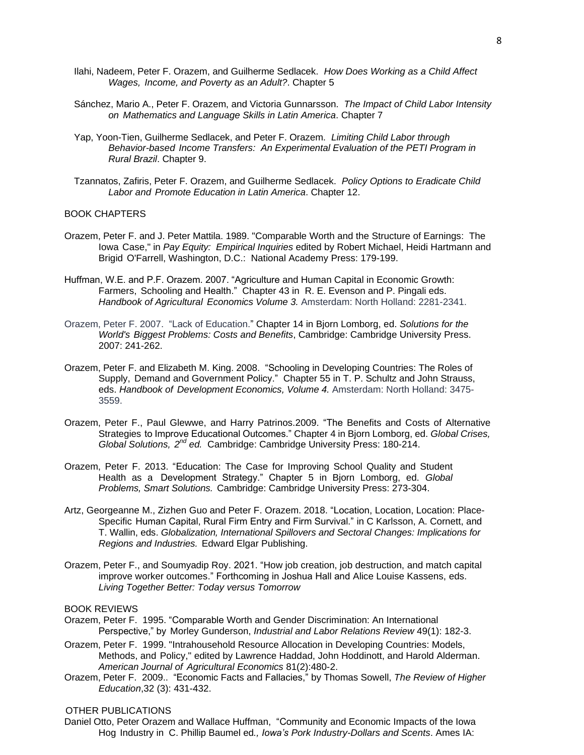Ilahi, Nadeem, Peter F. Orazem, and Guilherme Sedlacek. *How Does Working as a Child Affect Wages, Income, and Poverty as an Adult?*. Chapter 5

Sánchez, Mario A., Peter F. Orazem, and Victoria Gunnarsson. *The Impact of Child Labor Intensity on Mathematics and Language Skills in Latin America*. Chapter 7

Yap, Yoon-Tien, Guilherme Sedlacek, and Peter F. Orazem. *Limiting Child Labor through Behavior-based Income Transfers: An Experimental Evaluation of the PETI Program in Rural Brazil*. Chapter 9.

Tzannatos, Zafiris, Peter F. Orazem, and Guilherme Sedlacek. *Policy Options to Eradicate Child Labor and Promote Education in Latin America*. Chapter 12.

BOOK CHAPTERS

Orazem, Peter F. and J. Peter Mattila. 1989. "Comparable Worth and the Structure of Earnings: The Iowa Case," in *Pay Equity: Empirical Inquiries* edited by Robert Michael, Heidi Hartmann and Brigid O'Farrell, Washington, D.C.: National Academy Press: 179-199.

Huffman, W.E. and P.F. Orazem. 2007. "Agriculture and Human Capital in Economic Growth: Farmers, Schooling and Health." Chapter 43 in R. E. Evenson and P. Pingali eds. *Handbook of Agricultural Economics Volume 3.* Amsterdam: North Holland: 2281-2341.

Orazem, Peter F. 2007. "Lack of Education." Chapter 14 in Bjorn Lomborg, ed. *Solutions for the World's Biggest Problems: Costs and Benefits*, Cambridge: Cambridge University Press. 2007: 241-262.

Orazem, Peter F. and Elizabeth M. King. 2008. "Schooling in Developing Countries: The Roles of Supply, Demand and Government Policy." Chapter 55 in T. P. Schultz and John Strauss, eds. *Handbook of Development Economics, Volume 4.* Amsterdam: North Holland: 3475-3559.

Orazem, Peter F., Paul Glewwe, and Harry Patrinos.2009. "The Benefits and Costs of Alternative Strategies to Improve Educational Outcomes." Chapter 4 in Bjorn Lomborg, ed. *Global Crises, Global Solutions, 2nd ed.* Cambridge: Cambridge University Press: 180-214.

Orazem, Peter F. 2013. "Education: The Case for Improving School Quality and Student Health as a Development Strategy." Chapter 5 in Bjorn Lomborg, ed. *Global Problems, Smart Solutions.* Cambridge: Cambridge University Press: 273-304.

Artz, Georgeanne M., Zizhen Guo and Peter F. Orazem. 2018. "Location, Location, Location: Place-Specific Human Capital, Rural Firm Entry and Firm Survival." in C Karlsson, A. Cornett, and T. Wallin, eds. *Globalization, International Spillovers and Sectoral Changes: Implications for Regions and Industries.* Edward Elgar Publishing.

Orazem, Peter F., and Soumyadip Roy. 2021. "How job creation, job destruction, and match capital improve worker outcomes." Forthcoming in Joshua Hall and Alice Louise Kassens, eds. *Living Together Better: Today versus Tomorrow*

BOOK REVIEWS

Orazem, Peter F. 1995. "Comparable Worth and Gender Discrimination: An International Perspective," by Morley Gunderson, *Industrial and Labor Relations Review* 49(1): 182-3.

Orazem, Peter F. 1999. "Intrahousehold Resource Allocation in Developing Countries: Models, Methods, and Policy," edited by Lawrence Haddad, John Hoddinott, and Harold Alderman. *American Journal of Agricultural Economics* 81(2):480-2.

Orazem, Peter F. 2009.. "Economic Facts and Fallacies," by Thomas Sowell, *The Review of Higher Education*,32 (3): 431-432.

OTHER PUBLICATIONS

Daniel Otto, Peter Orazem and Wallace Huffman, "Community and Economic Impacts of the Iowa Hog Industry in C. Phillip Baumel ed*., Iowa's Pork Industry-Dollars and Scents*. Ames IA: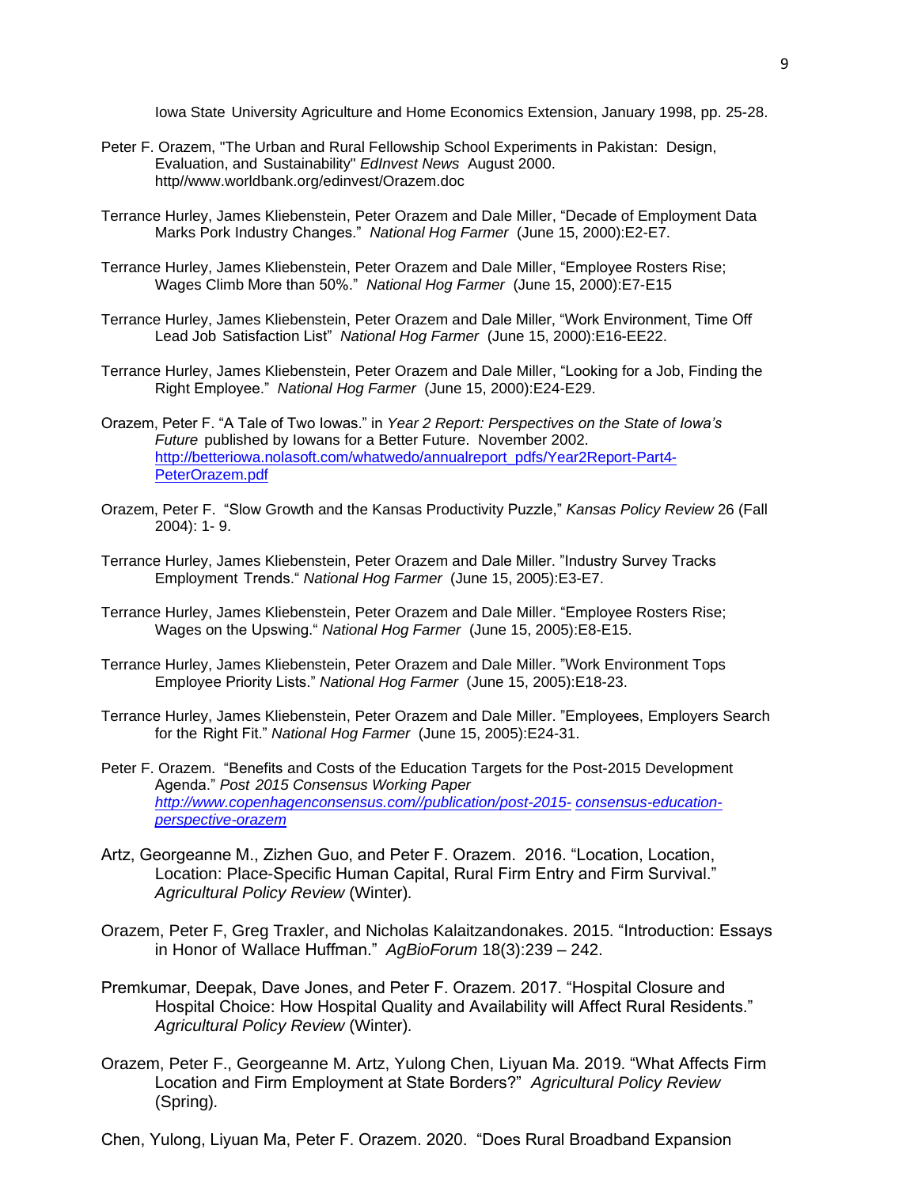Iowa State University Agriculture and Home Economics Extension, January 1998, pp. 25-28.

Peter F. Orazem, "The Urban and Rural Fellowship School Experiments in Pakistan: Design, Evaluation, and Sustainability" *EdInvest News* August 2000. http//www.worldbank.org/edinvest/Orazem.doc

Terrance Hurley, James Kliebenstein, Peter Orazem and Dale Miller, "Decade of Employment Data Marks Pork Industry Changes." *National Hog Farmer* (June 15, 2000):E2-E7.

Terrance Hurley, James Kliebenstein, Peter Orazem and Dale Miller, "Employee Rosters Rise; Wages Climb More than 50%." *National Hog Farmer* (June 15, 2000):E7-E15

Terrance Hurley, James Kliebenstein, Peter Orazem and Dale Miller, "Work Environment, Time Off Lead Job Satisfaction List" *National Hog Farmer* (June 15, 2000):E16-EE22.

Terrance Hurley, James Kliebenstein, Peter Orazem and Dale Miller, "Looking for a Job, Finding the Right Employee." *National Hog Farmer* (June 15, 2000):E24-E29.

Orazem, Peter F. "A Tale of Two Iowas." in *Year 2 Report: Perspectives on the State of Iowa's Future* published by Iowans for a Better Future. November 2002. http://betteriowa.nolasoft.com/whatwedo/annualreport_pdfs/Year2Report-Part4-PeterOrazem.pdf

Orazem, Peter F. "Slow Growth and the Kansas Productivity Puzzle," *Kansas Policy Review* 26 (Fall 2004): 1- 9.

Terrance Hurley, James Kliebenstein, Peter Orazem and Dale Miller. "Industry Survey Tracks Employment Trends." *National Hog Farmer* (June 15, 2005):E3-E7.

Terrance Hurley, James Kliebenstein, Peter Orazem and Dale Miller. "Employee Rosters Rise; Wages on the Upswing." *National Hog Farmer* (June 15, 2005):E8-E15.

Terrance Hurley, James Kliebenstein, Peter Orazem and Dale Miller. "Work Environment Tops Employee Priority Lists." *National Hog Farmer* (June 15, 2005):E18-23.

Terrance Hurley, James Kliebenstein, Peter Orazem and Dale Miller. "Employees, Employers Search for the Right Fit." *National Hog Farmer* (June 15, 2005):E24-31.

Peter F. Orazem. "Benefits and Costs of the Education Targets for the Post-2015 Development Agenda." *Post 2015 Consensus Working Paper* *http://www.copenhagenconsensus.com//publication/post-2015- consensus-education-perspective-orazem*

Artz, Georgeanne M., Zizhen Guo, and Peter F. Orazem. 2016. "Location, Location, Location: Place-Specific Human Capital, Rural Firm Entry and Firm Survival." *Agricultural Policy Review* (Winter).

Orazem, Peter F, Greg Traxler, and Nicholas Kalaitzandonakes. 2015. "Introduction: Essays in Honor of Wallace Huffman." *AgBioForum* 18(3):239 – 242.

Premkumar, Deepak, Dave Jones, and Peter F. Orazem. 2017. "Hospital Closure and Hospital Choice: How Hospital Quality and Availability will Affect Rural Residents." *Agricultural Policy Review* (Winter).

Orazem, Peter F., Georgeanne M. Artz, Yulong Chen, Liyuan Ma. 2019. "What Affects Firm Location and Firm Employment at State Borders?" *Agricultural Policy Review* (Spring).

Chen, Yulong, Liyuan Ma, Peter F. Orazem. 2020. "Does Rural Broadband Expansion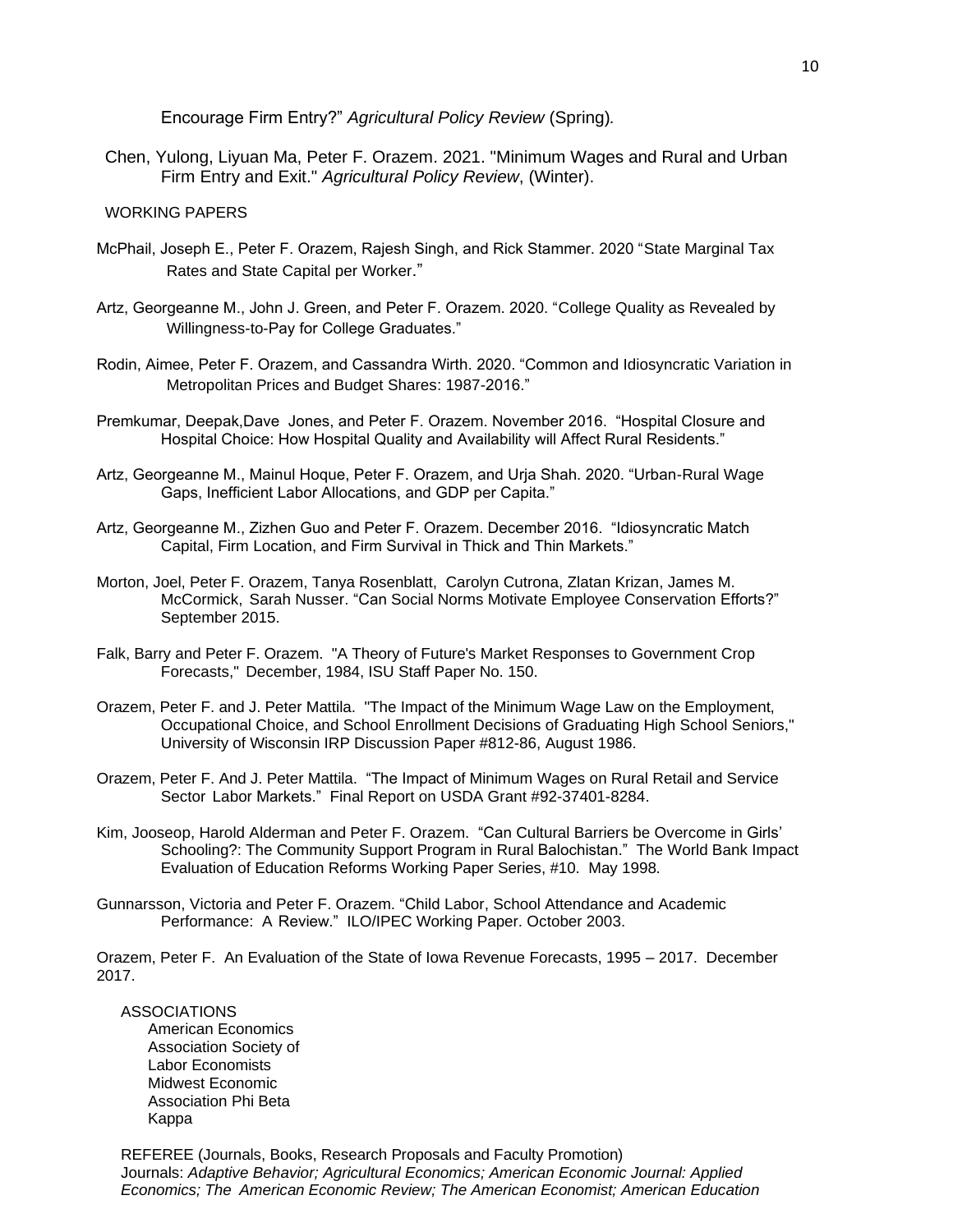Encourage Firm Entry?" *Agricultural Policy Review* (Spring).

Chen, Yulong, Liyuan Ma, Peter F. Orazem. 2021. "Minimum Wages and Rural and Urban Firm Entry and Exit." *Agricultural Policy Review*, (Winter).

WORKING PAPERS

McPhail, Joseph E., Peter F. Orazem, Rajesh Singh, and Rick Stammer. 2020 "State Marginal Tax Rates and State Capital per Worker."

Artz, Georgeanne M., John J. Green, and Peter F. Orazem. 2020. "College Quality as Revealed by Willingness-to-Pay for College Graduates."

Rodin, Aimee, Peter F. Orazem, and Cassandra Wirth. 2020. "Common and Idiosyncratic Variation in Metropolitan Prices and Budget Shares: 1987-2016."

Premkumar, Deepak,Dave Jones, and Peter F. Orazem. November 2016. "Hospital Closure and Hospital Choice: How Hospital Quality and Availability will Affect Rural Residents."

Artz, Georgeanne M., Mainul Hoque, Peter F. Orazem, and Urja Shah. 2020. "Urban-Rural Wage Gaps, Inefficient Labor Allocations, and GDP per Capita."

Artz, Georgeanne M., Zizhen Guo and Peter F. Orazem. December 2016. "Idiosyncratic Match Capital, Firm Location, and Firm Survival in Thick and Thin Markets."

Morton, Joel, Peter F. Orazem, Tanya Rosenblatt, Carolyn Cutrona, Zlatan Krizan, James M. McCormick, Sarah Nusser. "Can Social Norms Motivate Employee Conservation Efforts?" September 2015.

Falk, Barry and Peter F. Orazem. "A Theory of Future's Market Responses to Government Crop Forecasts," December, 1984, ISU Staff Paper No. 150.

Orazem, Peter F. and J. Peter Mattila. "The Impact of the Minimum Wage Law on the Employment, Occupational Choice, and School Enrollment Decisions of Graduating High School Seniors," University of Wisconsin IRP Discussion Paper #812-86, August 1986.

Orazem, Peter F. And J. Peter Mattila. "The Impact of Minimum Wages on Rural Retail and Service Sector Labor Markets." Final Report on USDA Grant #92-37401-8284.

Kim, Jooseop, Harold Alderman and Peter F. Orazem. "Can Cultural Barriers be Overcome in Girls' Schooling?: The Community Support Program in Rural Balochistan." The World Bank Impact Evaluation of Education Reforms Working Paper Series, #10. May 1998.

Gunnarsson, Victoria and Peter F. Orazem. "Child Labor, School Attendance and Academic Performance: A Review." ILO/IPEC Working Paper. October 2003.

Orazem, Peter F. An Evaluation of the State of Iowa Revenue Forecasts, 1995 – 2017. December 2017.

ASSOCIATIONS

American Economics Association Society of Labor Economists Midwest Economic Association Phi Beta Kappa

REFEREE (Journals, Books, Research Proposals and Faculty Promotion)
Journals: *Adaptive Behavior; Agricultural Economics; American Economic Journal: Applied Economics; The American Economic Review; The American Economist; American Education*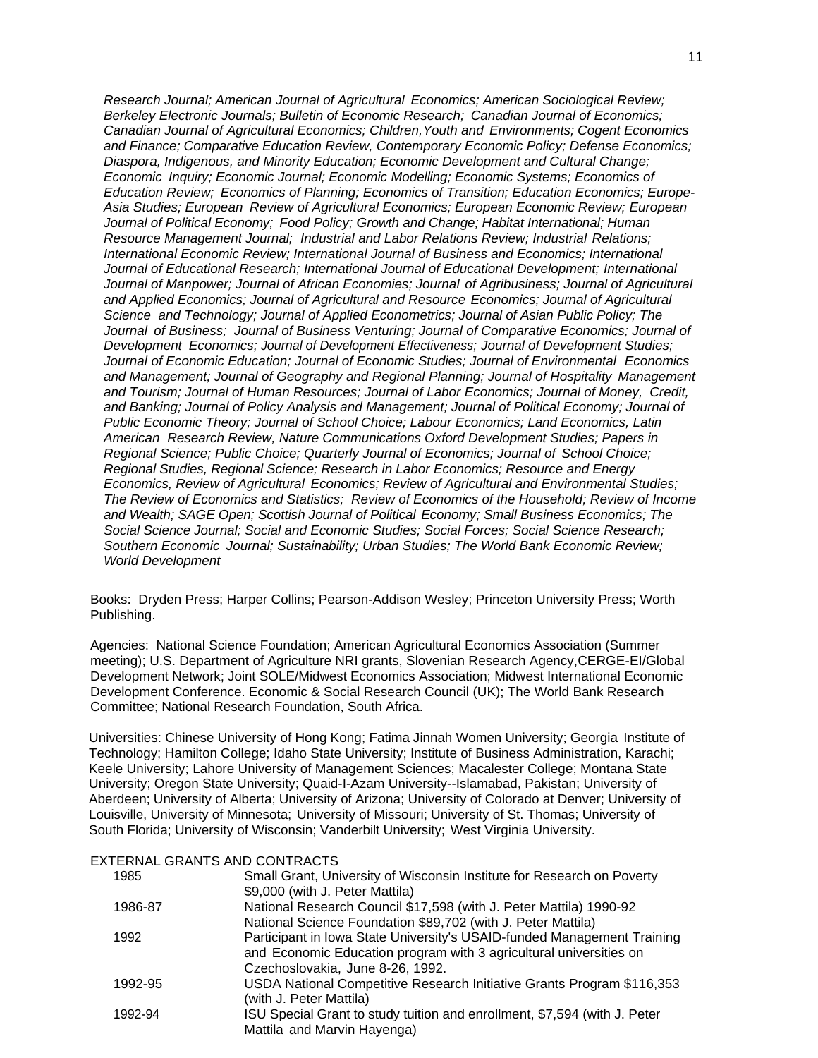*Research Journal; American Journal of Agricultural Economics; American Sociological Review; Berkeley Electronic Journals; Bulletin of Economic Research; Canadian Journal of Economics; Canadian Journal of Agricultural Economics; Children,Youth and Environments; Cogent Economics and Finance; Comparative Education Review, Contemporary Economic Policy; Defense Economics; Diaspora, Indigenous, and Minority Education; Economic Development and Cultural Change; Economic Inquiry; Economic Journal; Economic Modelling; Economic Systems; Economics of Education Review; Economics of Planning; Economics of Transition; Education Economics; Europe-Asia Studies; European Review of Agricultural Economics; European Economic Review; European Journal of Political Economy; Food Policy; Growth and Change; Habitat International; Human Resource Management Journal; Industrial and Labor Relations Review; Industrial Relations; International Economic Review; International Journal of Business and Economics; International Journal of Educational Research; International Journal of Educational Development; International Journal of Manpower; Journal of African Economies; Journal of Agribusiness; Journal of Agricultural and Applied Economics; Journal of Agricultural and Resource Economics; Journal of Agricultural Science and Technology; Journal of Applied Econometrics; Journal of Asian Public Policy; The Journal of Business; Journal of Business Venturing; Journal of Comparative Economics; Journal of Development Economics; Journal of Development Effectiveness; Journal of Development Studies; Journal of Economic Education; Journal of Economic Studies; Journal of Environmental Economics and Management; Journal of Geography and Regional Planning; Journal of Hospitality Management and Tourism; Journal of Human Resources; Journal of Labor Economics; Journal of Money, Credit, and Banking; Journal of Policy Analysis and Management; Journal of Political Economy; Journal of Public Economic Theory; Journal of School Choice; Labour Economics; Land Economics, Latin American Research Review, Nature Communications Oxford Development Studies; Papers in Regional Science; Public Choice; Quarterly Journal of Economics; Journal of School Choice; Regional Studies, Regional Science; Research in Labor Economics; Resource and Energy Economics, Review of Agricultural Economics; Review of Agricultural and Environmental Studies; The Review of Economics and Statistics; Review of Economics of the Household; Review of Income and Wealth; SAGE Open; Scottish Journal of Political Economy; Small Business Economics; The Social Science Journal; Social and Economic Studies; Social Forces; Social Science Research; Southern Economic Journal; Sustainability; Urban Studies; The World Bank Economic Review; World Development*

Books: Dryden Press; Harper Collins; Pearson-Addison Wesley; Princeton University Press; Worth Publishing.

Agencies: National Science Foundation; American Agricultural Economics Association (Summer meeting); U.S. Department of Agriculture NRI grants, Slovenian Research Agency,CERGE-EI/Global Development Network; Joint SOLE/Midwest Economics Association; Midwest International Economic Development Conference. Economic & Social Research Council (UK); The World Bank Research Committee; National Research Foundation, South Africa.

Universities: Chinese University of Hong Kong; Fatima Jinnah Women University; Georgia Institute of Technology; Hamilton College; Idaho State University; Institute of Business Administration, Karachi; Keele University; Lahore University of Management Sciences; Macalester College; Montana State University; Oregon State University; Quaid-I-Azam University--Islamabad, Pakistan; University of Aberdeen; University of Alberta; University of Arizona; University of Colorado at Denver; University of Louisville, University of Minnesota; University of Missouri; University of St. Thomas; University of South Florida; University of Wisconsin; Vanderbilt University; West Virginia University.

EXTERNAL GRANTS AND CONTRACTS

| | |
|---|---|
| 1985 | Small Grant, University of Wisconsin Institute for Research on Poverty $9,000 (with J. Peter Mattila) |
| 1986-87 | National Research Council $17,598 (with J. Peter Mattila) 1990-92 National Science Foundation $89,702 (with J. Peter Mattila) |
| 1992 | Participant in Iowa State University's USAID-funded Management Training and Economic Education program with 3 agricultural universities on Czechoslovakia, June 8-26, 1992. |
| 1992-95 | USDA National Competitive Research Initiative Grants Program $116,353 (with J. Peter Mattila) |
| 1992-94 | ISU Special Grant to study tuition and enrollment, $7,594 (with J. Peter Mattila and Marvin Hayenga) |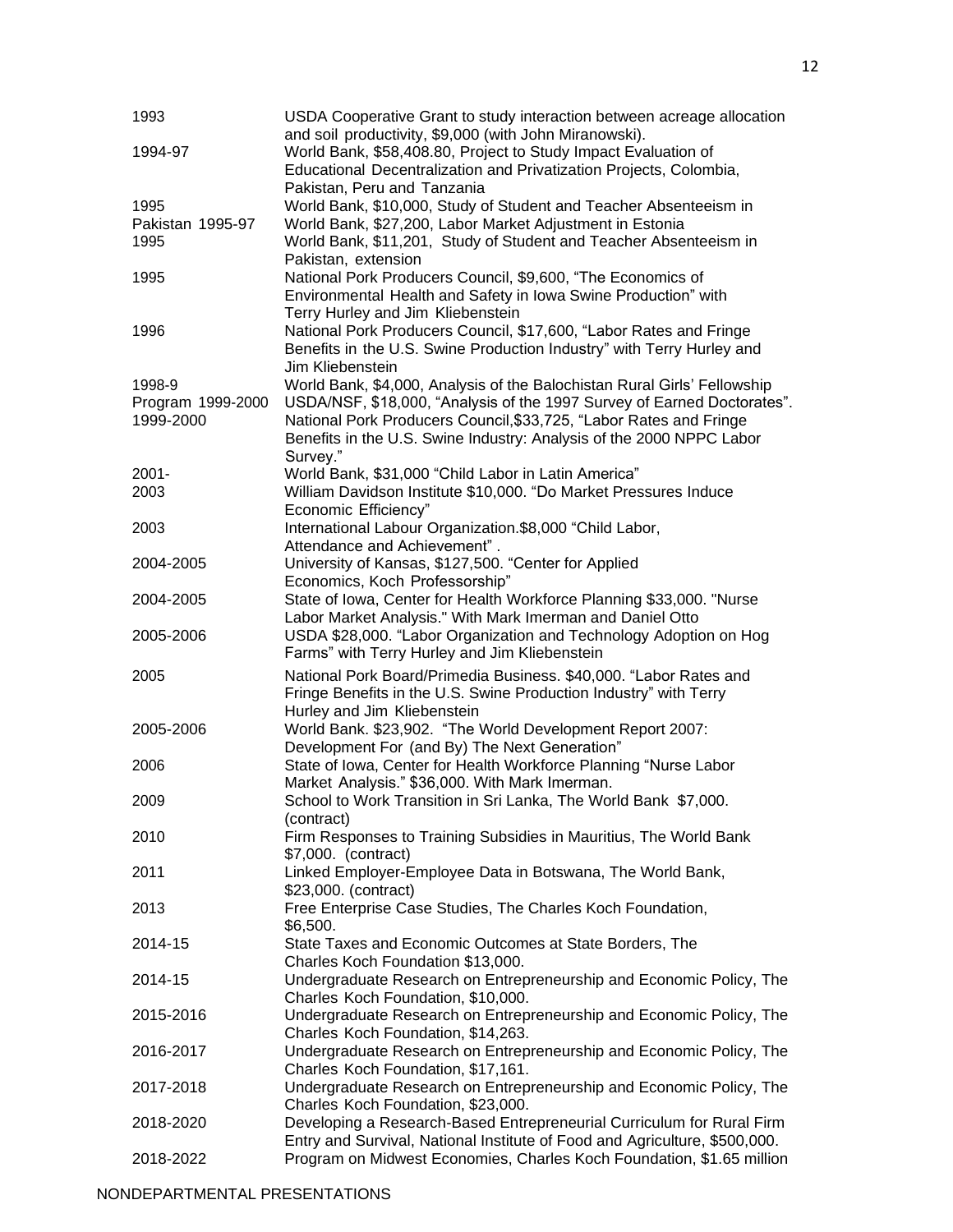| | |
|---|---|
| 1993 | USDA Cooperative Grant to study interaction between acreage allocation and soil productivity, $9,000 (with John Miranowski). |
| 1994-97 | World Bank, $58,408.80, Project to Study Impact Evaluation of Educational Decentralization and Privatization Projects, Colombia, Pakistan, Peru and Tanzania |
| 1995 | World Bank, $10,000, Study of Student and Teacher Absenteeism in |
| Pakistan 1995-97 | World Bank, $27,200, Labor Market Adjustment in Estonia |
| 1995 | World Bank, $11,201, Study of Student and Teacher Absenteeism in Pakistan, extension |
| 1995 | National Pork Producers Council, $9,600, "The Economics of Environmental Health and Safety in Iowa Swine Production" with Terry Hurley and Jim Kliebenstein |
| 1996 | National Pork Producers Council, $17,600, "Labor Rates and Fringe Benefits in the U.S. Swine Production Industry" with Terry Hurley and Jim Kliebenstein |
| 1998-9 | World Bank, $4,000, Analysis of the Balochistan Rural Girls' Fellowship |
| Program 1999-2000 | USDA/NSF, $18,000, "Analysis of the 1997 Survey of Earned Doctorates". |
| 1999-2000 | National Pork Producers Council,$33,725, "Labor Rates and Fringe Benefits in the U.S. Swine Industry: Analysis of the 2000 NPPC Labor Survey." |
| 2001- | World Bank, $31,000 "Child Labor in Latin America" |
| 2003 | William Davidson Institute $10,000. "Do Market Pressures Induce Economic Efficiency" |
| 2003 | International Labour Organization.$8,000 "Child Labor, Attendance and Achievement" . |
| 2004-2005 | University of Kansas, $127,500. "Center for Applied Economics, Koch Professorship" |
| 2004-2005 | State of Iowa, Center for Health Workforce Planning $33,000. "Nurse Labor Market Analysis." With Mark Imerman and Daniel Otto |
| 2005-2006 | USDA $28,000. "Labor Organization and Technology Adoption on Hog Farms" with Terry Hurley and Jim Kliebenstein |
| 2005 | National Pork Board/Primedia Business. $40,000. "Labor Rates and Fringe Benefits in the U.S. Swine Production Industry" with Terry Hurley and Jim Kliebenstein |
| 2005-2006 | World Bank. $23,902. "The World Development Report 2007: Development For (and By) The Next Generation" |
| 2006 | State of Iowa, Center for Health Workforce Planning "Nurse Labor Market Analysis." $36,000. With Mark Imerman. |
| 2009 | School to Work Transition in Sri Lanka, The World Bank $7,000. (contract) |
| 2010 | Firm Responses to Training Subsidies in Mauritius, The World Bank $7,000. (contract) |
| 2011 | Linked Employer-Employee Data in Botswana, The World Bank, $23,000. (contract) |
| 2013 | Free Enterprise Case Studies, The Charles Koch Foundation, $6,500. |
| 2014-15 | State Taxes and Economic Outcomes at State Borders, The Charles Koch Foundation $13,000. |
| 2014-15 | Undergraduate Research on Entrepreneurship and Economic Policy, The Charles Koch Foundation, $10,000. |
| 2015-2016 | Undergraduate Research on Entrepreneurship and Economic Policy, The Charles Koch Foundation, $14,263. |
| 2016-2017 | Undergraduate Research on Entrepreneurship and Economic Policy, The Charles Koch Foundation, $17,161. |
| 2017-2018 | Undergraduate Research on Entrepreneurship and Economic Policy, The Charles Koch Foundation, $23,000. |
| 2018-2020 | Developing a Research-Based Entrepreneurial Curriculum for Rural Firm Entry and Survival, National Institute of Food and Agriculture, $500,000. |
| 2018-2022 | Program on Midwest Economies, Charles Koch Foundation, $1.65 million |

NONDEPARTMENTAL PRESENTATIONS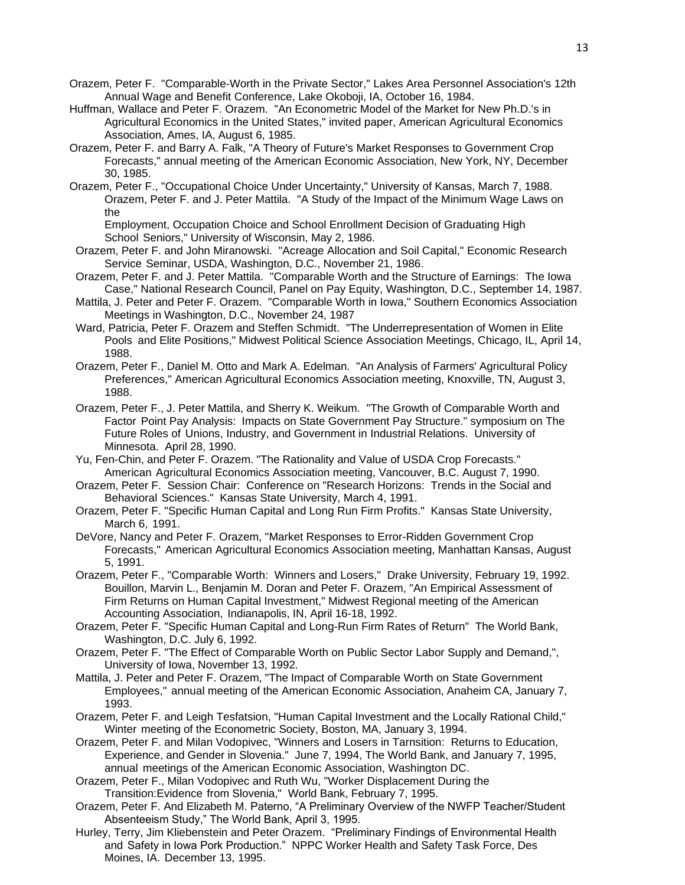Orazem, Peter F. "Comparable-Worth in the Private Sector," Lakes Area Personnel Association's 12th Annual Wage and Benefit Conference, Lake Okoboji, IA, October 16, 1984.

Huffman, Wallace and Peter F. Orazem. "An Econometric Model of the Market for New Ph.D.'s in Agricultural Economics in the United States," invited paper, American Agricultural Economics Association, Ames, IA, August 6, 1985.

Orazem, Peter F. and Barry A. Falk, "A Theory of Future's Market Responses to Government Crop Forecasts," annual meeting of the American Economic Association, New York, NY, December 30, 1985.

Orazem, Peter F., "Occupational Choice Under Uncertainty," University of Kansas, March 7, 1988.

Orazem, Peter F. and J. Peter Mattila. "A Study of the Impact of the Minimum Wage Laws on the Employment, Occupation Choice and School Enrollment Decision of Graduating High School Seniors," University of Wisconsin, May 2, 1986.

Orazem, Peter F. and John Miranowski. "Acreage Allocation and Soil Capital," Economic Research Service Seminar, USDA, Washington, D.C., November 21, 1986.

Orazem, Peter F. and J. Peter Mattila. "Comparable Worth and the Structure of Earnings: The Iowa Case," National Research Council, Panel on Pay Equity, Washington, D.C., September 14, 1987.

Mattila, J. Peter and Peter F. Orazem. "Comparable Worth in Iowa," Southern Economics Association Meetings in Washington, D.C., November 24, 1987

Ward, Patricia, Peter F. Orazem and Steffen Schmidt. "The Underrepresentation of Women in Elite Pools and Elite Positions," Midwest Political Science Association Meetings, Chicago, IL, April 14, 1988.

Orazem, Peter F., Daniel M. Otto and Mark A. Edelman. "An Analysis of Farmers' Agricultural Policy Preferences," American Agricultural Economics Association meeting, Knoxville, TN, August 3, 1988.

Orazem, Peter F., J. Peter Mattila, and Sherry K. Weikum. "The Growth of Comparable Worth and Factor Point Pay Analysis: Impacts on State Government Pay Structure." symposium on The Future Roles of Unions, Industry, and Government in Industrial Relations. University of Minnesota. April 28, 1990.

Yu, Fen-Chin, and Peter F. Orazem. "The Rationality and Value of USDA Crop Forecasts." American Agricultural Economics Association meeting, Vancouver, B.C. August 7, 1990.

Orazem, Peter F. Session Chair: Conference on "Research Horizons: Trends in the Social and Behavioral Sciences." Kansas State University, March 4, 1991.

Orazem, Peter F. "Specific Human Capital and Long Run Firm Profits." Kansas State University, March 6, 1991.

DeVore, Nancy and Peter F. Orazem, "Market Responses to Error-Ridden Government Crop Forecasts," American Agricultural Economics Association meeting, Manhattan Kansas, August 5, 1991.

Orazem, Peter F., "Comparable Worth: Winners and Losers," Drake University, February 19, 1992.

Bouillon, Marvin L., Benjamin M. Doran and Peter F. Orazem, "An Empirical Assessment of Firm Returns on Human Capital Investment," Midwest Regional meeting of the American Accounting Association, Indianapolis, IN, April 16-18, 1992.

Orazem, Peter F. "Specific Human Capital and Long-Run Firm Rates of Return" The World Bank, Washington, D.C. July 6, 1992.

Orazem, Peter F. "The Effect of Comparable Worth on Public Sector Labor Supply and Demand,", University of Iowa, November 13, 1992.

Mattila, J. Peter and Peter F. Orazem, "The Impact of Comparable Worth on State Government Employees," annual meeting of the American Economic Association, Anaheim CA, January 7, 1993.

Orazem, Peter F. and Leigh Tesfatsion, "Human Capital Investment and the Locally Rational Child," Winter meeting of the Econometric Society, Boston, MA, January 3, 1994.

Orazem, Peter F. and Milan Vodopivec, "Winners and Losers in Tarnsition: Returns to Education, Experience, and Gender in Slovenia." June 7, 1994, The World Bank, and January 7, 1995, annual meetings of the American Economic Association, Washington DC.

Orazem, Peter F., Milan Vodopivec and Ruth Wu, "Worker Displacement During the Transition:Evidence from Slovenia," World Bank, February 7, 1995.

Orazem, Peter F. And Elizabeth M. Paterno, "A Preliminary Overview of the NWFP Teacher/Student Absenteeism Study," The World Bank, April 3, 1995.

Hurley, Terry, Jim Kliebenstein and Peter Orazem. "Preliminary Findings of Environmental Health and Safety in Iowa Pork Production." NPPC Worker Health and Safety Task Force, Des Moines, IA. December 13, 1995.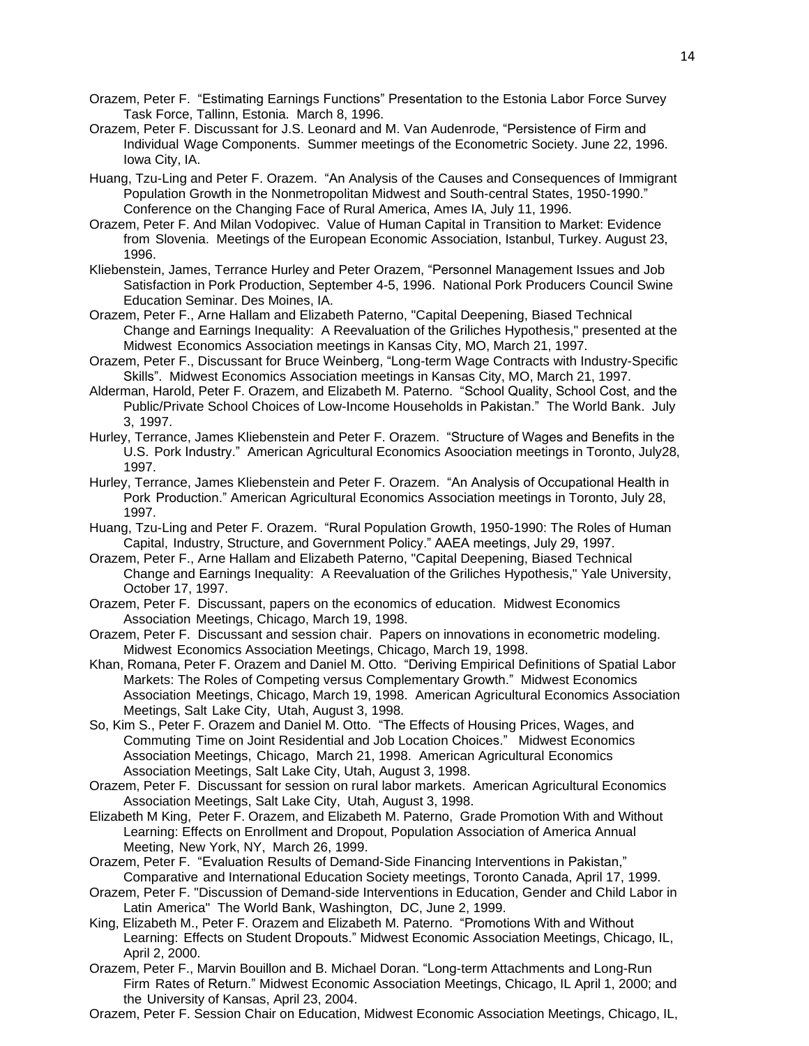Orazem, Peter F. "Estimating Earnings Functions" Presentation to the Estonia Labor Force Survey Task Force, Tallinn, Estonia. March 8, 1996.

Orazem, Peter F. Discussant for J.S. Leonard and M. Van Audenrode, "Persistence of Firm and Individual Wage Components. Summer meetings of the Econometric Society. June 22, 1996. Iowa City, IA.

Huang, Tzu-Ling and Peter F. Orazem. "An Analysis of the Causes and Consequences of Immigrant Population Growth in the Nonmetropolitan Midwest and South-central States, 1950-1990." Conference on the Changing Face of Rural America, Ames IA, July 11, 1996.

Orazem, Peter F. And Milan Vodopivec. Value of Human Capital in Transition to Market: Evidence from Slovenia. Meetings of the European Economic Association, Istanbul, Turkey. August 23, 1996.

Kliebenstein, James, Terrance Hurley and Peter Orazem, "Personnel Management Issues and Job Satisfaction in Pork Production, September 4-5, 1996. National Pork Producers Council Swine Education Seminar. Des Moines, IA.

Orazem, Peter F., Arne Hallam and Elizabeth Paterno, "Capital Deepening, Biased Technical Change and Earnings Inequality: A Reevaluation of the Griliches Hypothesis," presented at the Midwest Economics Association meetings in Kansas City, MO, March 21, 1997.

Orazem, Peter F., Discussant for Bruce Weinberg, "Long-term Wage Contracts with Industry-Specific Skills". Midwest Economics Association meetings in Kansas City, MO, March 21, 1997.

Alderman, Harold, Peter F. Orazem, and Elizabeth M. Paterno. "School Quality, School Cost, and the Public/Private School Choices of Low-Income Households in Pakistan." The World Bank. July 3, 1997.

Hurley, Terrance, James Kliebenstein and Peter F. Orazem. "Structure of Wages and Benefits in the U.S. Pork Industry." American Agricultural Economics Asoociation meetings in Toronto, July28, 1997.

Hurley, Terrance, James Kliebenstein and Peter F. Orazem. "An Analysis of Occupational Health in Pork Production." American Agricultural Economics Association meetings in Toronto, July 28, 1997.

Huang, Tzu-Ling and Peter F. Orazem. "Rural Population Growth, 1950-1990: The Roles of Human Capital, Industry, Structure, and Government Policy." AAEA meetings, July 29, 1997.

Orazem, Peter F., Arne Hallam and Elizabeth Paterno, "Capital Deepening, Biased Technical Change and Earnings Inequality: A Reevaluation of the Griliches Hypothesis," Yale University, October 17, 1997.

Orazem, Peter F. Discussant, papers on the economics of education. Midwest Economics Association Meetings, Chicago, March 19, 1998.

Orazem, Peter F. Discussant and session chair. Papers on innovations in econometric modeling. Midwest Economics Association Meetings, Chicago, March 19, 1998.

Khan, Romana, Peter F. Orazem and Daniel M. Otto. "Deriving Empirical Definitions of Spatial Labor Markets: The Roles of Competing versus Complementary Growth." Midwest Economics Association Meetings, Chicago, March 19, 1998. American Agricultural Economics Association Meetings, Salt Lake City, Utah, August 3, 1998.

So, Kim S., Peter F. Orazem and Daniel M. Otto. "The Effects of Housing Prices, Wages, and Commuting Time on Joint Residential and Job Location Choices." Midwest Economics Association Meetings, Chicago, March 21, 1998. American Agricultural Economics Association Meetings, Salt Lake City, Utah, August 3, 1998.

Orazem, Peter F. Discussant for session on rural labor markets. American Agricultural Economics Association Meetings, Salt Lake City, Utah, August 3, 1998.

Elizabeth M King, Peter F. Orazem, and Elizabeth M. Paterno, Grade Promotion With and Without Learning: Effects on Enrollment and Dropout, Population Association of America Annual Meeting, New York, NY, March 26, 1999.

Orazem, Peter F. "Evaluation Results of Demand-Side Financing Interventions in Pakistan," Comparative and International Education Society meetings, Toronto Canada, April 17, 1999.

Orazem, Peter F. "Discussion of Demand-side Interventions in Education, Gender and Child Labor in Latin America" The World Bank, Washington, DC, June 2, 1999.

King, Elizabeth M., Peter F. Orazem and Elizabeth M. Paterno. "Promotions With and Without Learning: Effects on Student Dropouts." Midwest Economic Association Meetings, Chicago, IL, April 2, 2000.

Orazem, Peter F., Marvin Bouillon and B. Michael Doran. "Long-term Attachments and Long-Run Firm Rates of Return." Midwest Economic Association Meetings, Chicago, IL April 1, 2000; and the University of Kansas, April 23, 2004.

Orazem, Peter F. Session Chair on Education, Midwest Economic Association Meetings, Chicago, IL,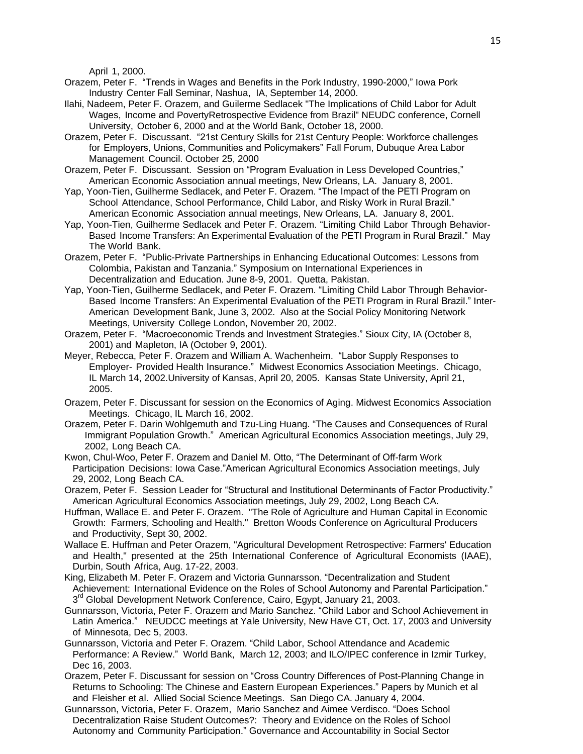April 1, 2000.

Orazem, Peter F. "Trends in Wages and Benefits in the Pork Industry, 1990-2000," Iowa Pork Industry Center Fall Seminar, Nashua, IA, September 14, 2000.

Ilahi, Nadeem, Peter F. Orazem, and Guilerme Sedlacek "The Implications of Child Labor for Adult Wages, Income and PovertyRetrospective Evidence from Brazil" NEUDC conference, Cornell University, October 6, 2000 and at the World Bank, October 18, 2000.

Orazem, Peter F. Discussant. "21st Century Skills for 21st Century People: Workforce challenges for Employers, Unions, Communities and Policymakers" Fall Forum, Dubuque Area Labor Management Council. October 25, 2000

Orazem, Peter F. Discussant. Session on "Program Evaluation in Less Developed Countries," American Economic Association annual meetings, New Orleans, LA. January 8, 2001.

Yap, Yoon-Tien, Guilherme Sedlacek, and Peter F. Orazem. "The Impact of the PETI Program on School Attendance, School Performance, Child Labor, and Risky Work in Rural Brazil." American Economic Association annual meetings, New Orleans, LA. January 8, 2001.

Yap, Yoon-Tien, Guilherme Sedlacek and Peter F. Orazem. "Limiting Child Labor Through Behavior-Based Income Transfers: An Experimental Evaluation of the PETI Program in Rural Brazil." May The World Bank.

Orazem, Peter F. "Public-Private Partnerships in Enhancing Educational Outcomes: Lessons from Colombia, Pakistan and Tanzania." Symposium on International Experiences in Decentralization and Education. June 8-9, 2001. Quetta, Pakistan.

Yap, Yoon-Tien, Guilherme Sedlacek, and Peter F. Orazem. "Limiting Child Labor Through Behavior-Based Income Transfers: An Experimental Evaluation of the PETI Program in Rural Brazil." Inter-American Development Bank, June 3, 2002. Also at the Social Policy Monitoring Network Meetings, University College London, November 20, 2002.

Orazem, Peter F. "Macroeconomic Trends and Investment Strategies." Sioux City, IA (October 8, 2001) and Mapleton, IA (October 9, 2001).

Meyer, Rebecca, Peter F. Orazem and William A. Wachenheim. "Labor Supply Responses to Employer- Provided Health Insurance." Midwest Economics Association Meetings. Chicago, IL March 14, 2002.University of Kansas, April 20, 2005. Kansas State University, April 21, 2005.

Orazem, Peter F. Discussant for session on the Economics of Aging. Midwest Economics Association Meetings. Chicago, IL March 16, 2002.

Orazem, Peter F. Darin Wohlgemuth and Tzu-Ling Huang. "The Causes and Consequences of Rural Immigrant Population Growth." American Agricultural Economics Association meetings, July 29, 2002, Long Beach CA.

Kwon, Chul-Woo, Peter F. Orazem and Daniel M. Otto, "The Determinant of Off-farm Work Participation Decisions: Iowa Case."American Agricultural Economics Association meetings, July 29, 2002, Long Beach CA.

Orazem, Peter F. Session Leader for "Structural and Institutional Determinants of Factor Productivity." American Agricultural Economics Association meetings, July 29, 2002, Long Beach CA.

Huffman, Wallace E. and Peter F. Orazem. "The Role of Agriculture and Human Capital in Economic Growth: Farmers, Schooling and Health." Bretton Woods Conference on Agricultural Producers and Productivity, Sept 30, 2002.

Wallace E. Huffman and Peter Orazem, "Agricultural Development Retrospective: Farmers' Education and Health," presented at the 25th International Conference of Agricultural Economists (IAAE), Durbin, South Africa, Aug. 17-22, 2003.

King, Elizabeth M. Peter F. Orazem and Victoria Gunnarsson. "Decentralization and Student Achievement: International Evidence on the Roles of School Autonomy and Parental Participation." 3rd Global Development Network Conference, Cairo, Egypt, January 21, 2003.

Gunnarsson, Victoria, Peter F. Orazem and Mario Sanchez. "Child Labor and School Achievement in Latin America." NEUDCC meetings at Yale University, New Have CT, Oct. 17, 2003 and University of Minnesota, Dec 5, 2003.

Gunnarsson, Victoria and Peter F. Orazem. "Child Labor, School Attendance and Academic Performance: A Review." World Bank, March 12, 2003; and ILO/IPEC conference in Izmir Turkey, Dec 16, 2003.

Orazem, Peter F. Discussant for session on "Cross Country Differences of Post-Planning Change in Returns to Schooling: The Chinese and Eastern European Experiences." Papers by Munich et al and Fleisher et al. Allied Social Science Meetings. San Diego CA. January 4, 2004.

Gunnarsson, Victoria, Peter F. Orazem, Mario Sanchez and Aimee Verdisco. "Does School Decentralization Raise Student Outcomes?: Theory and Evidence on the Roles of School Autonomy and Community Participation." Governance and Accountability in Social Sector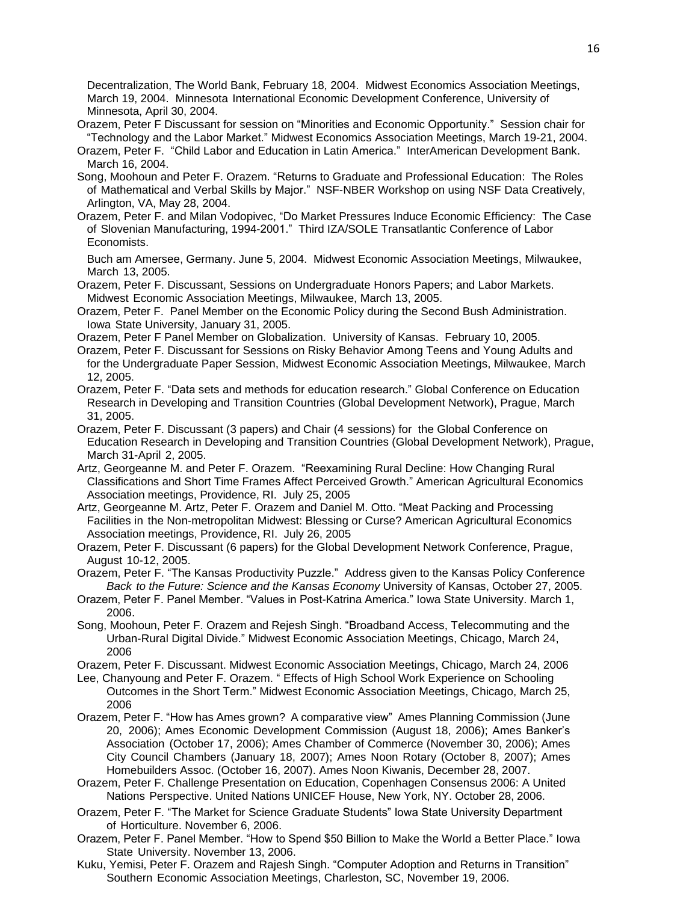Decentralization, The World Bank, February 18, 2004. Midwest Economics Association Meetings, March 19, 2004. Minnesota International Economic Development Conference, University of Minnesota, April 30, 2004.

Orazem, Peter F Discussant for session on "Minorities and Economic Opportunity." Session chair for "Technology and the Labor Market." Midwest Economics Association Meetings, March 19-21, 2004.

Orazem, Peter F. "Child Labor and Education in Latin America." InterAmerican Development Bank. March 16, 2004.

Song, Moohoun and Peter F. Orazem. "Returns to Graduate and Professional Education: The Roles of Mathematical and Verbal Skills by Major." NSF-NBER Workshop on using NSF Data Creatively, Arlington, VA, May 28, 2004.

Orazem, Peter F. and Milan Vodopivec, "Do Market Pressures Induce Economic Efficiency: The Case of Slovenian Manufacturing, 1994-2001." Third IZA/SOLE Transatlantic Conference of Labor Economists.

Buch am Amersee, Germany. June 5, 2004. Midwest Economic Association Meetings, Milwaukee, March 13, 2005.

Orazem, Peter F. Discussant, Sessions on Undergraduate Honors Papers; and Labor Markets. Midwest Economic Association Meetings, Milwaukee, March 13, 2005.

Orazem, Peter F. Panel Member on the Economic Policy during the Second Bush Administration. Iowa State University, January 31, 2005.

Orazem, Peter F Panel Member on Globalization. University of Kansas. February 10, 2005.

Orazem, Peter F. Discussant for Sessions on Risky Behavior Among Teens and Young Adults and for the Undergraduate Paper Session, Midwest Economic Association Meetings, Milwaukee, March 12, 2005.

Orazem, Peter F. "Data sets and methods for education research." Global Conference on Education Research in Developing and Transition Countries (Global Development Network), Prague, March 31, 2005.

Orazem, Peter F. Discussant (3 papers) and Chair (4 sessions) for the Global Conference on Education Research in Developing and Transition Countries (Global Development Network), Prague, March 31-April 2, 2005.

Artz, Georgeanne M. and Peter F. Orazem. "Reexamining Rural Decline: How Changing Rural Classifications and Short Time Frames Affect Perceived Growth." American Agricultural Economics Association meetings, Providence, RI. July 25, 2005

Artz, Georgeanne M. Artz, Peter F. Orazem and Daniel M. Otto. "Meat Packing and Processing Facilities in the Non-metropolitan Midwest: Blessing or Curse? American Agricultural Economics Association meetings, Providence, RI. July 26, 2005

Orazem, Peter F. Discussant (6 papers) for the Global Development Network Conference, Prague, August 10-12, 2005.

Orazem, Peter F. "The Kansas Productivity Puzzle." Address given to the Kansas Policy Conference *Back to the Future: Science and the Kansas Economy* University of Kansas, October 27, 2005.

Orazem, Peter F. Panel Member. "Values in Post-Katrina America." Iowa State University. March 1, 2006.

Song, Moohoun, Peter F. Orazem and Rejesh Singh. "Broadband Access, Telecommuting and the Urban-Rural Digital Divide." Midwest Economic Association Meetings, Chicago, March 24, 2006

Orazem, Peter F. Discussant. Midwest Economic Association Meetings, Chicago, March 24, 2006

Lee, Chanyoung and Peter F. Orazem. " Effects of High School Work Experience on Schooling Outcomes in the Short Term." Midwest Economic Association Meetings, Chicago, March 25, 2006

Orazem, Peter F. "How has Ames grown? A comparative view" Ames Planning Commission (June 20, 2006); Ames Economic Development Commission (August 18, 2006); Ames Banker's Association (October 17, 2006); Ames Chamber of Commerce (November 30, 2006); Ames City Council Chambers (January 18, 2007); Ames Noon Rotary (October 8, 2007); Ames Homebuilders Assoc. (October 16, 2007). Ames Noon Kiwanis, December 28, 2007.

Orazem, Peter F. Challenge Presentation on Education, Copenhagen Consensus 2006: A United Nations Perspective. United Nations UNICEF House, New York, NY. October 28, 2006.

Orazem, Peter F. "The Market for Science Graduate Students" Iowa State University Department of Horticulture. November 6, 2006.

Orazem, Peter F. Panel Member. "How to Spend $50 Billion to Make the World a Better Place." Iowa State University. November 13, 2006.

Kuku, Yemisi, Peter F. Orazem and Rajesh Singh. "Computer Adoption and Returns in Transition" Southern Economic Association Meetings, Charleston, SC, November 19, 2006.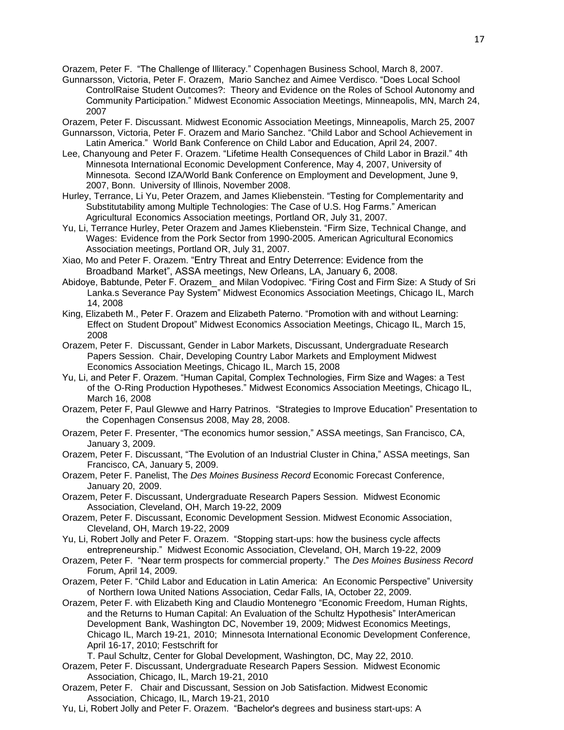Orazem, Peter F. "The Challenge of Illiteracy." Copenhagen Business School, March 8, 2007.

Gunnarsson, Victoria, Peter F. Orazem, Mario Sanchez and Aimee Verdisco. "Does Local School ControlRaise Student Outcomes?: Theory and Evidence on the Roles of School Autonomy and Community Participation." Midwest Economic Association Meetings, Minneapolis, MN, March 24, 2007

Orazem, Peter F. Discussant. Midwest Economic Association Meetings, Minneapolis, March 25, 2007

Gunnarsson, Victoria, Peter F. Orazem and Mario Sanchez. "Child Labor and School Achievement in Latin America." World Bank Conference on Child Labor and Education, April 24, 2007.

Lee, Chanyoung and Peter F. Orazem. "Lifetime Health Consequences of Child Labor in Brazil." 4th Minnesota International Economic Development Conference, May 4, 2007, University of Minnesota. Second IZA/World Bank Conference on Employment and Development, June 9, 2007, Bonn. University of Illinois, November 2008.

Hurley, Terrance, Li Yu, Peter Orazem, and James Kliebenstein. "Testing for Complementarity and Substitutability among Multiple Technologies: The Case of U.S. Hog Farms." American Agricultural Economics Association meetings, Portland OR, July 31, 2007.

Yu, Li, Terrance Hurley, Peter Orazem and James Kliebenstein. "Firm Size, Technical Change, and Wages: Evidence from the Pork Sector from 1990-2005. American Agricultural Economics Association meetings, Portland OR, July 31, 2007.

Xiao, Mo and Peter F. Orazem. "Entry Threat and Entry Deterrence: Evidence from the Broadband Market", ASSA meetings, New Orleans, LA, January 6, 2008.

Abidoye, Babtunde, Peter F. Orazem_ and Milan Vodopivec. "Firing Cost and Firm Size: A Study of Sri Lanka.s Severance Pay System" Midwest Economics Association Meetings, Chicago IL, March 14, 2008

King, Elizabeth M., Peter F. Orazem and Elizabeth Paterno. "Promotion with and without Learning: Effect on Student Dropout" Midwest Economics Association Meetings, Chicago IL, March 15, 2008

Orazem, Peter F. Discussant, Gender in Labor Markets, Discussant, Undergraduate Research Papers Session. Chair, Developing Country Labor Markets and Employment Midwest Economics Association Meetings, Chicago IL, March 15, 2008

Yu, Li, and Peter F. Orazem. "Human Capital, Complex Technologies, Firm Size and Wages: a Test of the O-Ring Production Hypotheses." Midwest Economics Association Meetings, Chicago IL, March 16, 2008

Orazem, Peter F, Paul Glewwe and Harry Patrinos. "Strategies to Improve Education" Presentation to the Copenhagen Consensus 2008, May 28, 2008.

Orazem, Peter F. Presenter, "The economics humor session," ASSA meetings, San Francisco, CA, January 3, 2009.

Orazem, Peter F. Discussant, "The Evolution of an Industrial Cluster in China," ASSA meetings, San Francisco, CA, January 5, 2009.

Orazem, Peter F. Panelist, The *Des Moines Business Record* Economic Forecast Conference, January 20, 2009.

Orazem, Peter F. Discussant, Undergraduate Research Papers Session. Midwest Economic Association, Cleveland, OH, March 19-22, 2009

Orazem, Peter F. Discussant, Economic Development Session. Midwest Economic Association, Cleveland, OH, March 19-22, 2009

Yu, Li, Robert Jolly and Peter F. Orazem. "Stopping start-ups: how the business cycle affects entrepreneurship." Midwest Economic Association, Cleveland, OH, March 19-22, 2009

Orazem, Peter F. "Near term prospects for commercial property." The *Des Moines Business Record* Forum, April 14, 2009.

Orazem, Peter F. "Child Labor and Education in Latin America: An Economic Perspective" University of Northern Iowa United Nations Association, Cedar Falls, IA, October 22, 2009.

Orazem, Peter F. with Elizabeth King and Claudio Montenegro "Economic Freedom, Human Rights, and the Returns to Human Capital: An Evaluation of the Schultz Hypothesis" InterAmerican Development Bank, Washington DC, November 19, 2009; Midwest Economics Meetings, Chicago IL, March 19-21, 2010; Minnesota International Economic Development Conference, April 16-17, 2010; Festschrift for T. Paul Schultz, Center for Global Development, Washington, DC, May 22, 2010.

Orazem, Peter F. Discussant, Undergraduate Research Papers Session. Midwest Economic Association, Chicago, IL, March 19-21, 2010

Orazem, Peter F. Chair and Discussant, Session on Job Satisfaction. Midwest Economic Association, Chicago, IL, March 19-21, 2010

Yu, Li, Robert Jolly and Peter F. Orazem. "Bachelor's degrees and business start-ups: A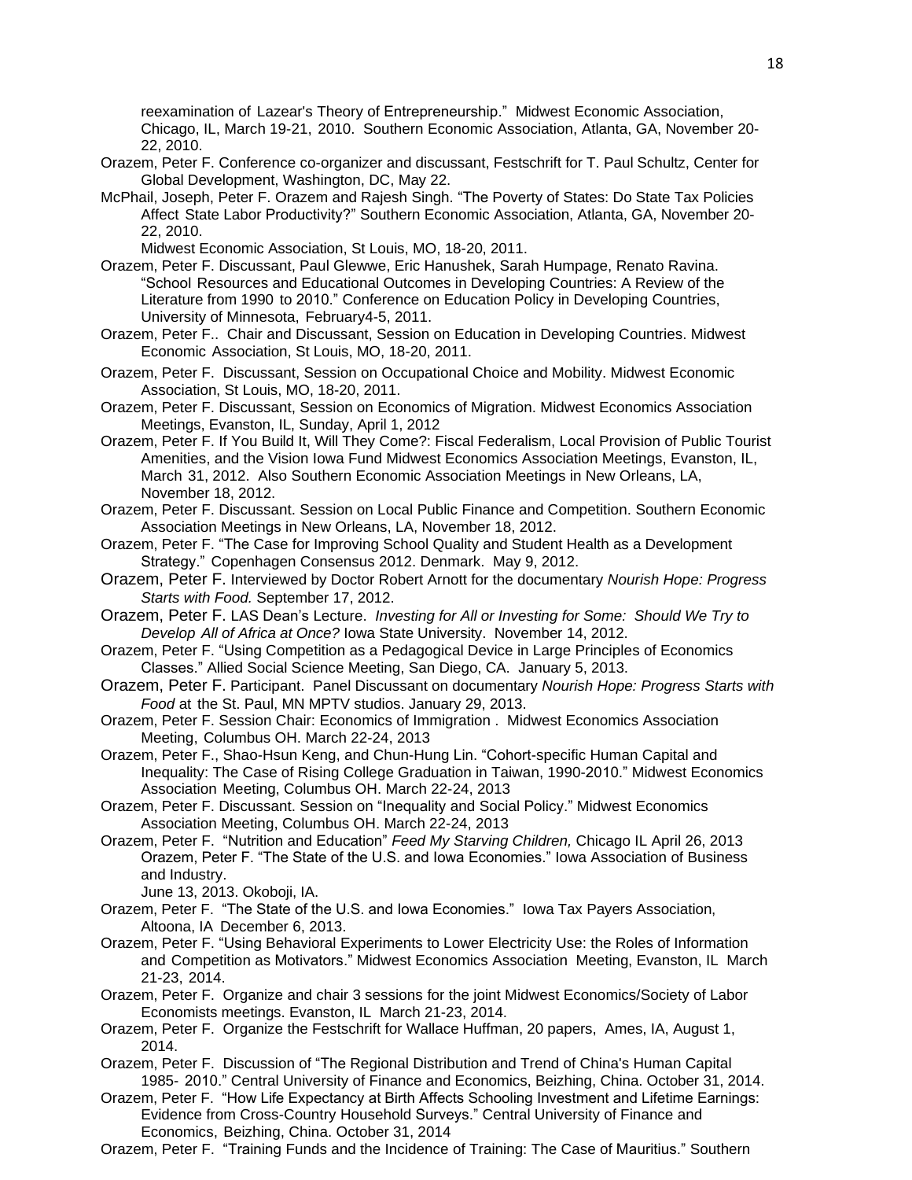reexamination of Lazear's Theory of Entrepreneurship." Midwest Economic Association, Chicago, IL, March 19-21, 2010. Southern Economic Association, Atlanta, GA, November 20-22, 2010.

Orazem, Peter F. Conference co-organizer and discussant, Festschrift for T. Paul Schultz, Center for Global Development, Washington, DC, May 22.

McPhail, Joseph, Peter F. Orazem and Rajesh Singh. "The Poverty of States: Do State Tax Policies Affect State Labor Productivity?" Southern Economic Association, Atlanta, GA, November 20-22, 2010.
Midwest Economic Association, St Louis, MO, 18-20, 2011.

Orazem, Peter F. Discussant, Paul Glewwe, Eric Hanushek, Sarah Humpage, Renato Ravina. "School Resources and Educational Outcomes in Developing Countries: A Review of the Literature from 1990 to 2010." Conference on Education Policy in Developing Countries, University of Minnesota, February4-5, 2011.

Orazem, Peter F.. Chair and Discussant, Session on Education in Developing Countries. Midwest Economic Association, St Louis, MO, 18-20, 2011.

Orazem, Peter F. Discussant, Session on Occupational Choice and Mobility. Midwest Economic Association, St Louis, MO, 18-20, 2011.

Orazem, Peter F. Discussant, Session on Economics of Migration. Midwest Economics Association Meetings, Evanston, IL, Sunday, April 1, 2012

Orazem, Peter F. If You Build It, Will They Come?: Fiscal Federalism, Local Provision of Public Tourist Amenities, and the Vision Iowa Fund Midwest Economics Association Meetings, Evanston, IL, March 31, 2012. Also Southern Economic Association Meetings in New Orleans, LA, November 18, 2012.

Orazem, Peter F. Discussant. Session on Local Public Finance and Competition. Southern Economic Association Meetings in New Orleans, LA, November 18, 2012.

Orazem, Peter F. "The Case for Improving School Quality and Student Health as a Development Strategy." Copenhagen Consensus 2012. Denmark. May 9, 2012.

Orazem, Peter F. Interviewed by Doctor Robert Arnott for the documentary *Nourish Hope: Progress Starts with Food.* September 17, 2012.

Orazem, Peter F. LAS Dean's Lecture. *Investing for All or Investing for Some: Should We Try to Develop All of Africa at Once?* Iowa State University. November 14, 2012.

Orazem, Peter F. "Using Competition as a Pedagogical Device in Large Principles of Economics Classes." Allied Social Science Meeting, San Diego, CA. January 5, 2013.

Orazem, Peter F. Participant. Panel Discussant on documentary *Nourish Hope: Progress Starts with Food* at the St. Paul, MN MPTV studios. January 29, 2013.

Orazem, Peter F. Session Chair: Economics of Immigration . Midwest Economics Association Meeting, Columbus OH. March 22-24, 2013

Orazem, Peter F., Shao-Hsun Keng, and Chun-Hung Lin. "Cohort-specific Human Capital and Inequality: The Case of Rising College Graduation in Taiwan, 1990-2010." Midwest Economics Association Meeting, Columbus OH. March 22-24, 2013

Orazem, Peter F. Discussant. Session on "Inequality and Social Policy." Midwest Economics Association Meeting, Columbus OH. March 22-24, 2013

Orazem, Peter F. "Nutrition and Education" *Feed My Starving Children,* Chicago IL April 26, 2013
Orazem, Peter F. "The State of the U.S. and Iowa Economies." Iowa Association of Business and Industry.
June 13, 2013. Okoboji, IA.

Orazem, Peter F. "The State of the U.S. and Iowa Economies." Iowa Tax Payers Association, Altoona, IA December 6, 2013.

Orazem, Peter F. "Using Behavioral Experiments to Lower Electricity Use: the Roles of Information and Competition as Motivators." Midwest Economics Association Meeting, Evanston, IL March 21-23, 2014.

Orazem, Peter F. Organize and chair 3 sessions for the joint Midwest Economics/Society of Labor Economists meetings. Evanston, IL March 21-23, 2014.

Orazem, Peter F. Organize the Festschrift for Wallace Huffman, 20 papers, Ames, IA, August 1, 2014.

Orazem, Peter F. Discussion of "The Regional Distribution and Trend of China's Human Capital 1985- 2010." Central University of Finance and Economics, Beizhing, China. October 31, 2014.

Orazem, Peter F. "How Life Expectancy at Birth Affects Schooling Investment and Lifetime Earnings: Evidence from Cross-Country Household Surveys." Central University of Finance and Economics, Beizhing, China. October 31, 2014

Orazem, Peter F. "Training Funds and the Incidence of Training: The Case of Mauritius." Southern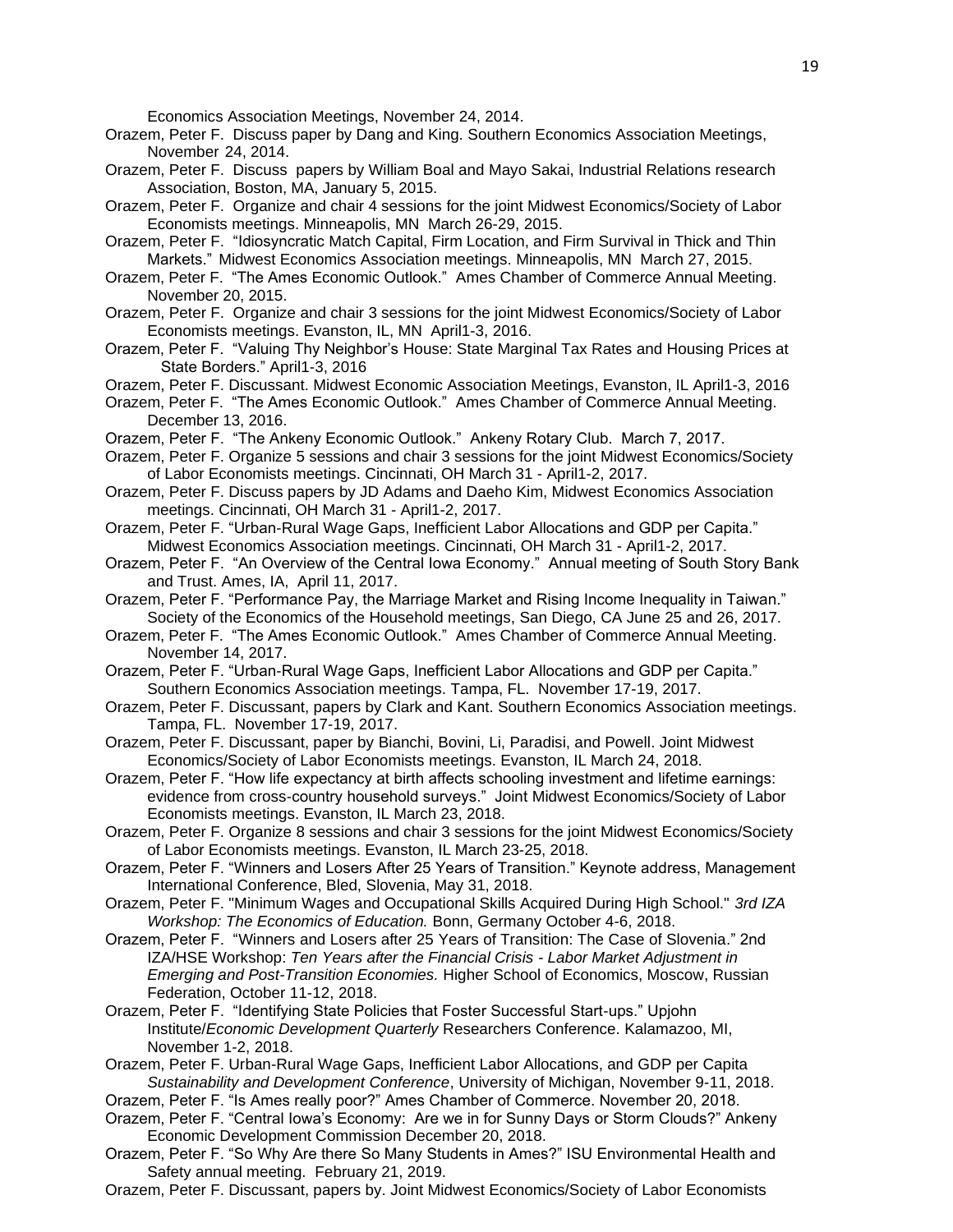Economics Association Meetings, November 24, 2014.

Orazem, Peter F. Discuss paper by Dang and King. Southern Economics Association Meetings, November 24, 2014.

Orazem, Peter F. Discuss papers by William Boal and Mayo Sakai, Industrial Relations research Association, Boston, MA, January 5, 2015.

Orazem, Peter F. Organize and chair 4 sessions for the joint Midwest Economics/Society of Labor Economists meetings. Minneapolis, MN March 26-29, 2015.

Orazem, Peter F. "Idiosyncratic Match Capital, Firm Location, and Firm Survival in Thick and Thin Markets." Midwest Economics Association meetings. Minneapolis, MN March 27, 2015.

Orazem, Peter F. "The Ames Economic Outlook." Ames Chamber of Commerce Annual Meeting. November 20, 2015.

Orazem, Peter F. Organize and chair 3 sessions for the joint Midwest Economics/Society of Labor Economists meetings. Evanston, IL, MN April1-3, 2016.

Orazem, Peter F. "Valuing Thy Neighbor's House: State Marginal Tax Rates and Housing Prices at State Borders." April1-3, 2016

Orazem, Peter F. Discussant. Midwest Economic Association Meetings, Evanston, IL April1-3, 2016

Orazem, Peter F. "The Ames Economic Outlook." Ames Chamber of Commerce Annual Meeting. December 13, 2016.

Orazem, Peter F. "The Ankeny Economic Outlook." Ankeny Rotary Club. March 7, 2017.

Orazem, Peter F. Organize 5 sessions and chair 3 sessions for the joint Midwest Economics/Society of Labor Economists meetings. Cincinnati, OH March 31 - April1-2, 2017.

Orazem, Peter F. Discuss papers by JD Adams and Daeho Kim, Midwest Economics Association meetings. Cincinnati, OH March 31 - April1-2, 2017.

Orazem, Peter F. "Urban-Rural Wage Gaps, Inefficient Labor Allocations and GDP per Capita." Midwest Economics Association meetings. Cincinnati, OH March 31 - April1-2, 2017.

Orazem, Peter F. "An Overview of the Central Iowa Economy." Annual meeting of South Story Bank and Trust. Ames, IA, April 11, 2017.

Orazem, Peter F. "Performance Pay, the Marriage Market and Rising Income Inequality in Taiwan." Society of the Economics of the Household meetings, San Diego, CA June 25 and 26, 2017.

Orazem, Peter F. "The Ames Economic Outlook." Ames Chamber of Commerce Annual Meeting. November 14, 2017.

Orazem, Peter F. "Urban-Rural Wage Gaps, Inefficient Labor Allocations and GDP per Capita." Southern Economics Association meetings. Tampa, FL. November 17-19, 2017.

Orazem, Peter F. Discussant, papers by Clark and Kant. Southern Economics Association meetings. Tampa, FL. November 17-19, 2017.

Orazem, Peter F. Discussant, paper by Bianchi, Bovini, Li, Paradisi, and Powell. Joint Midwest Economics/Society of Labor Economists meetings. Evanston, IL March 24, 2018.

Orazem, Peter F. "How life expectancy at birth affects schooling investment and lifetime earnings: evidence from cross-country household surveys." Joint Midwest Economics/Society of Labor Economists meetings. Evanston, IL March 23, 2018.

Orazem, Peter F. Organize 8 sessions and chair 3 sessions for the joint Midwest Economics/Society of Labor Economists meetings. Evanston, IL March 23-25, 2018.

Orazem, Peter F. "Winners and Losers After 25 Years of Transition." Keynote address, Management International Conference, Bled, Slovenia, May 31, 2018.

Orazem, Peter F. "Minimum Wages and Occupational Skills Acquired During High School." *3rd IZA Workshop: The Economics of Education.* Bonn, Germany October 4-6, 2018.

Orazem, Peter F. "Winners and Losers after 25 Years of Transition: The Case of Slovenia." 2nd IZA/HSE Workshop: *Ten Years after the Financial Crisis - Labor Market Adjustment in Emerging and Post-Transition Economies.* Higher School of Economics, Moscow, Russian Federation, October 11-12, 2018.

Orazem, Peter F. "Identifying State Policies that Foster Successful Start-ups." Upjohn Institute/*Economic Development Quarterly* Researchers Conference. Kalamazoo, MI, November 1-2, 2018.

Orazem, Peter F. Urban-Rural Wage Gaps, Inefficient Labor Allocations, and GDP per Capita *Sustainability and Development Conference*, University of Michigan, November 9-11, 2018.

Orazem, Peter F. "Is Ames really poor?" Ames Chamber of Commerce. November 20, 2018.

Orazem, Peter F. "Central Iowa's Economy: Are we in for Sunny Days or Storm Clouds?" Ankeny Economic Development Commission December 20, 2018.

Orazem, Peter F. "So Why Are there So Many Students in Ames?" ISU Environmental Health and Safety annual meeting. February 21, 2019.

Orazem, Peter F. Discussant, papers by. Joint Midwest Economics/Society of Labor Economists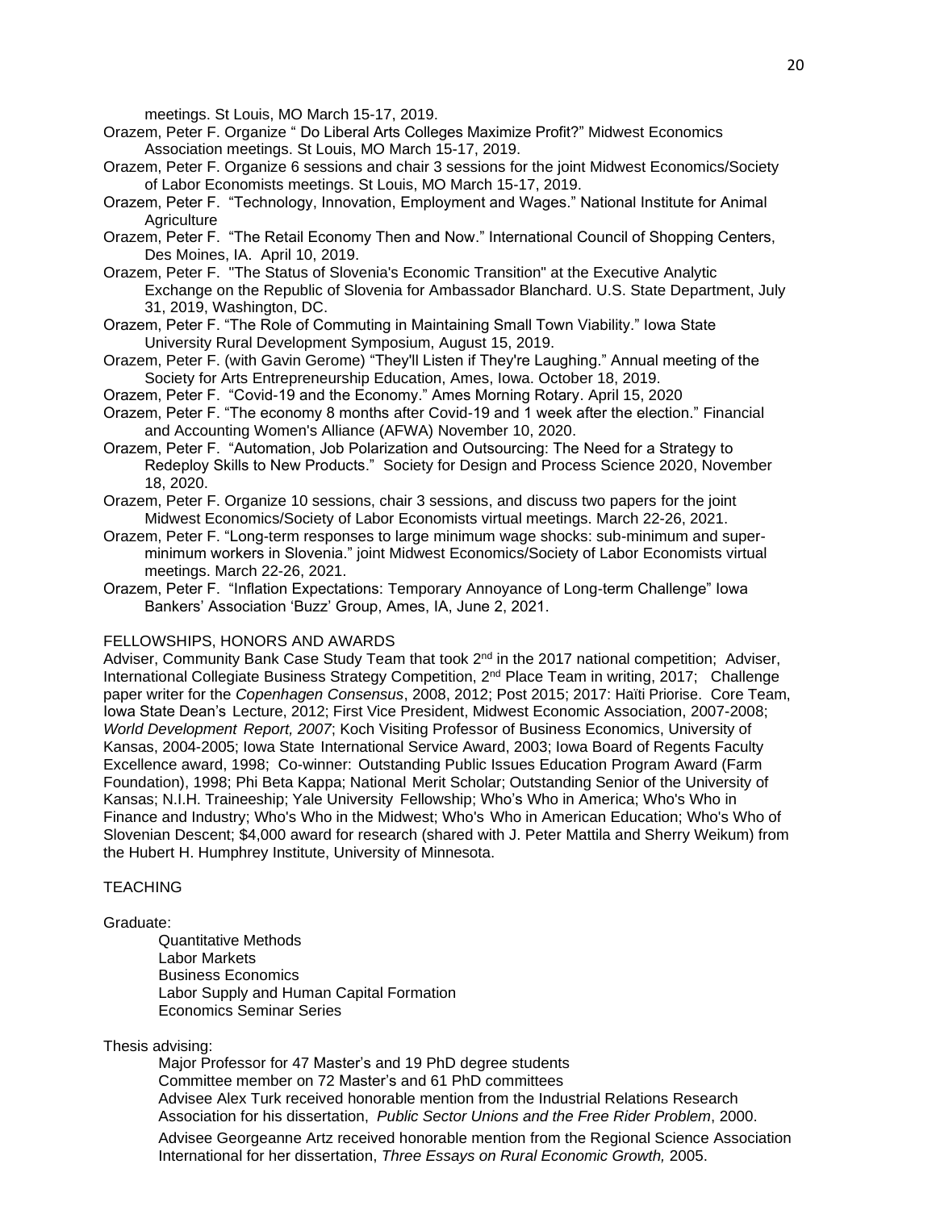meetings. St Louis, MO March 15-17, 2019.

Orazem, Peter F. Organize " Do Liberal Arts Colleges Maximize Profit?" Midwest Economics Association meetings. St Louis, MO March 15-17, 2019.

Orazem, Peter F. Organize 6 sessions and chair 3 sessions for the joint Midwest Economics/Society of Labor Economists meetings. St Louis, MO March 15-17, 2019.

Orazem, Peter F. "Technology, Innovation, Employment and Wages." National Institute for Animal Agriculture

Orazem, Peter F. "The Retail Economy Then and Now." International Council of Shopping Centers, Des Moines, IA. April 10, 2019.

Orazem, Peter F. "The Status of Slovenia's Economic Transition" at the Executive Analytic Exchange on the Republic of Slovenia for Ambassador Blanchard. U.S. State Department, July 31, 2019, Washington, DC.

Orazem, Peter F. "The Role of Commuting in Maintaining Small Town Viability." Iowa State University Rural Development Symposium, August 15, 2019.

Orazem, Peter F. (with Gavin Gerome) "They'll Listen if They're Laughing." Annual meeting of the Society for Arts Entrepreneurship Education, Ames, Iowa. October 18, 2019.

Orazem, Peter F. "Covid-19 and the Economy." Ames Morning Rotary. April 15, 2020

Orazem, Peter F. "The economy 8 months after Covid-19 and 1 week after the election." Financial and Accounting Women's Alliance (AFWA) November 10, 2020.

Orazem, Peter F. "Automation, Job Polarization and Outsourcing: The Need for a Strategy to Redeploy Skills to New Products." Society for Design and Process Science 2020, November 18, 2020.

Orazem, Peter F. Organize 10 sessions, chair 3 sessions, and discuss two papers for the joint Midwest Economics/Society of Labor Economists virtual meetings. March 22-26, 2021.

Orazem, Peter F. "Long-term responses to large minimum wage shocks: sub-minimum and super-minimum workers in Slovenia." joint Midwest Economics/Society of Labor Economists virtual meetings. March 22-26, 2021.

Orazem, Peter F. "Inflation Expectations: Temporary Annoyance of Long-term Challenge" Iowa Bankers' Association 'Buzz' Group, Ames, IA, June 2, 2021.

## FELLOWSHIPS, HONORS AND AWARDS

Adviser, Community Bank Case Study Team that took 2nd in the 2017 national competition; Adviser, International Collegiate Business Strategy Competition, 2nd Place Team in writing, 2017; Challenge paper writer for the *Copenhagen Consensus*, 2008, 2012; Post 2015; 2017: Haïti Priorise. Core Team, Iowa State Dean's Lecture, 2012; First Vice President, Midwest Economic Association, 2007-2008; *World Development Report, 2007*; Koch Visiting Professor of Business Economics, University of Kansas, 2004-2005; Iowa State International Service Award, 2003; Iowa Board of Regents Faculty Excellence award, 1998; Co-winner: Outstanding Public Issues Education Program Award (Farm Foundation), 1998; Phi Beta Kappa; National Merit Scholar; Outstanding Senior of the University of Kansas; N.I.H. Traineeship; Yale University Fellowship; Who's Who in America; Who's Who in Finance and Industry; Who's Who in the Midwest; Who's Who in American Education; Who's Who of Slovenian Descent; $4,000 award for research (shared with J. Peter Mattila and Sherry Weikum) from the Hubert H. Humphrey Institute, University of Minnesota.

## TEACHING

Graduate:

- Quantitative Methods
- Labor Markets
- Business Economics
- Labor Supply and Human Capital Formation
- Economics Seminar Series

Thesis advising:

- Major Professor for 47 Master's and 19 PhD degree students
- Committee member on 72 Master's and 61 PhD committees
- Advisee Alex Turk received honorable mention from the Industrial Relations Research Association for his dissertation, *Public Sector Unions and the Free Rider Problem*, 2000.
- Advisee Georgeanne Artz received honorable mention from the Regional Science Association International for her dissertation, *Three Essays on Rural Economic Growth,* 2005.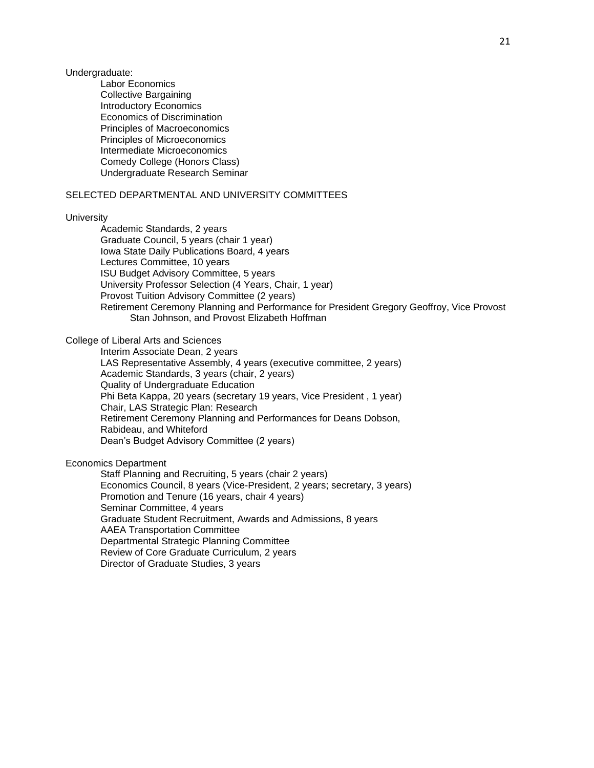Undergraduate:

- Labor Economics
- Collective Bargaining
- Introductory Economics
- Economics of Discrimination
- Principles of Macroeconomics
- Principles of Microeconomics
- Intermediate Microeconomics
- Comedy College (Honors Class)
- Undergraduate Research Seminar

## SELECTED DEPARTMENTAL AND UNIVERSITY COMMITTEES

University

- Academic Standards, 2 years
- Graduate Council, 5 years (chair 1 year)
- Iowa State Daily Publications Board, 4 years
- Lectures Committee, 10 years
- ISU Budget Advisory Committee, 5 years
- University Professor Selection (4 Years, Chair, 1 year)
- Provost Tuition Advisory Committee (2 years)
- Retirement Ceremony Planning and Performance for President Gregory Geoffroy, Vice Provost Stan Johnson, and Provost Elizabeth Hoffman

College of Liberal Arts and Sciences

- Interim Associate Dean, 2 years
- LAS Representative Assembly, 4 years (executive committee, 2 years)
- Academic Standards, 3 years (chair, 2 years)
- Quality of Undergraduate Education
- Phi Beta Kappa, 20 years (secretary 19 years, Vice President , 1 year)
- Chair, LAS Strategic Plan: Research
- Retirement Ceremony Planning and Performances for Deans Dobson, Rabideau, and Whiteford
- Dean's Budget Advisory Committee (2 years)

Economics Department

- Staff Planning and Recruiting, 5 years (chair 2 years)
- Economics Council, 8 years (Vice-President, 2 years; secretary, 3 years)
- Promotion and Tenure (16 years, chair 4 years)
- Seminar Committee, 4 years
- Graduate Student Recruitment, Awards and Admissions, 8 years
- AAEA Transportation Committee
- Departmental Strategic Planning Committee
- Review of Core Graduate Curriculum, 2 years
- Director of Graduate Studies, 3 years